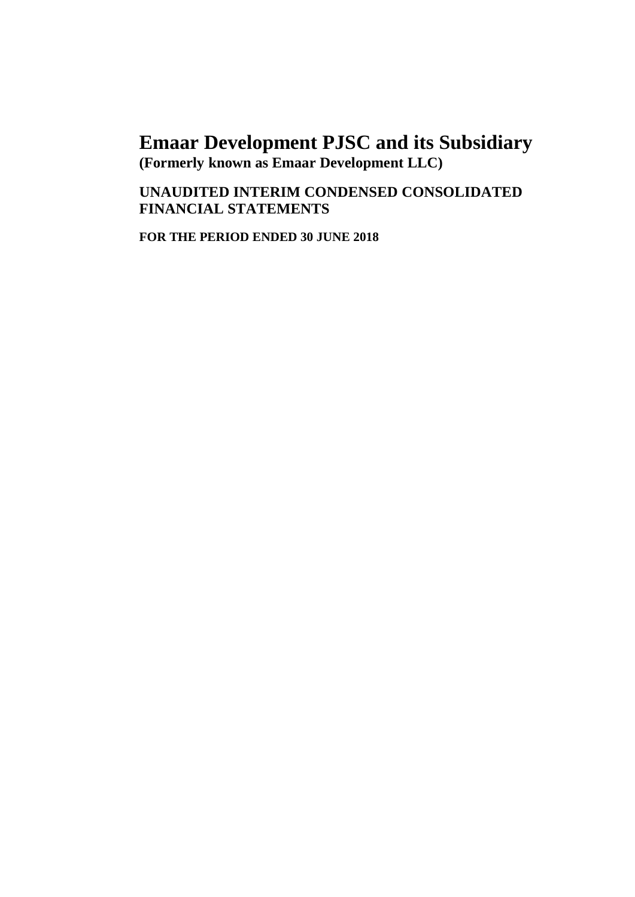# Emaar Development PJSC and its Subsidiary

**(Formerly known as Emaar Development LLC)**

**UNAUDITED INTERIM CONDENSED CONSOLIDATED FINANCIAL STATEMENTS**

**FOR THE PERIOD ENDED 30 JUNE 2018**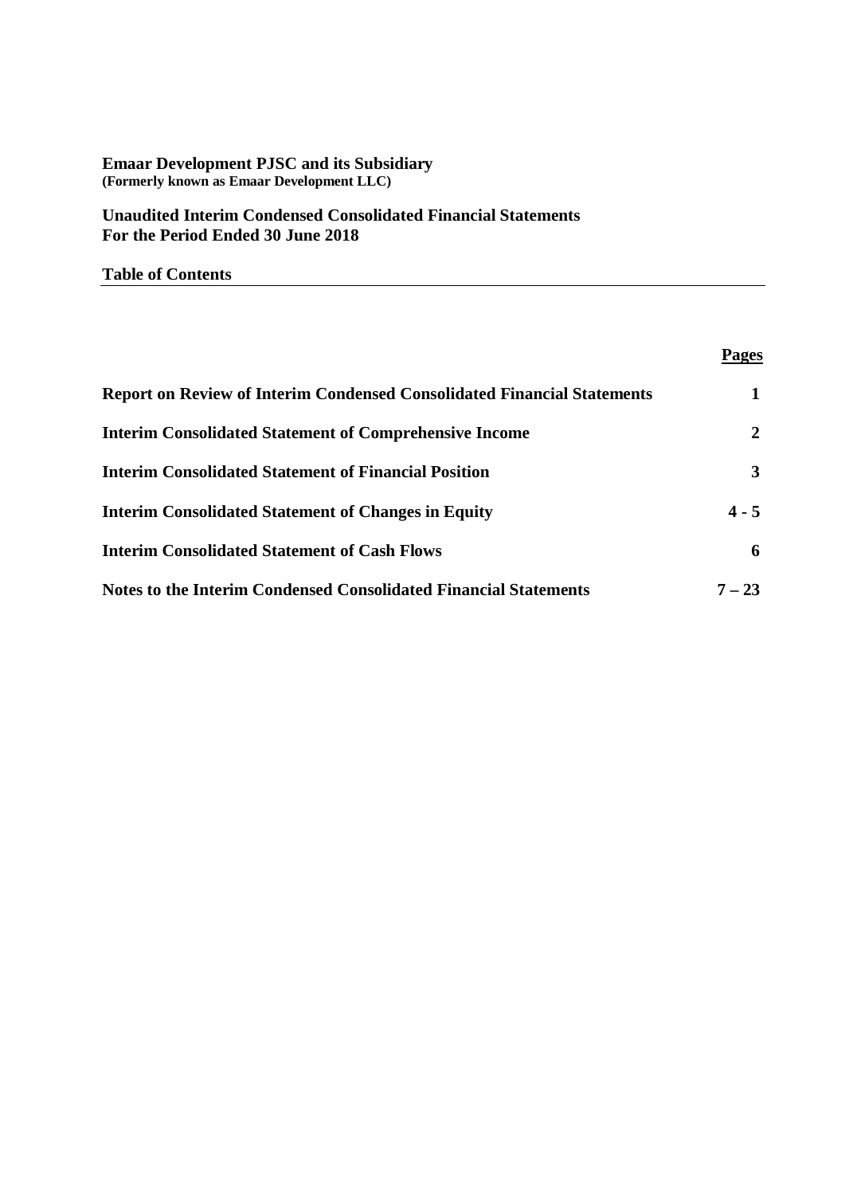**Emaar Development PJSC and its Subsidiary**
**(Formerly known as Emaar Development LLC)**

**Unaudited Interim Condensed Consolidated Financial Statements**
**For the Period Ended 30 June 2018**

**Table of Contents**

| | **Pages** |
|---|---|
| **Report on Review of Interim Condensed Consolidated Financial Statements** | **1** |
| **Interim Consolidated Statement of Comprehensive Income** | **2** |
| **Interim Consolidated Statement of Financial Position** | **3** |
| **Interim Consolidated Statement of Changes in Equity** | **4 - 5** |
| **Interim Consolidated Statement of Cash Flows** | **6** |
| **Notes to the Interim Condensed Consolidated Financial Statements** | **7 – 23** |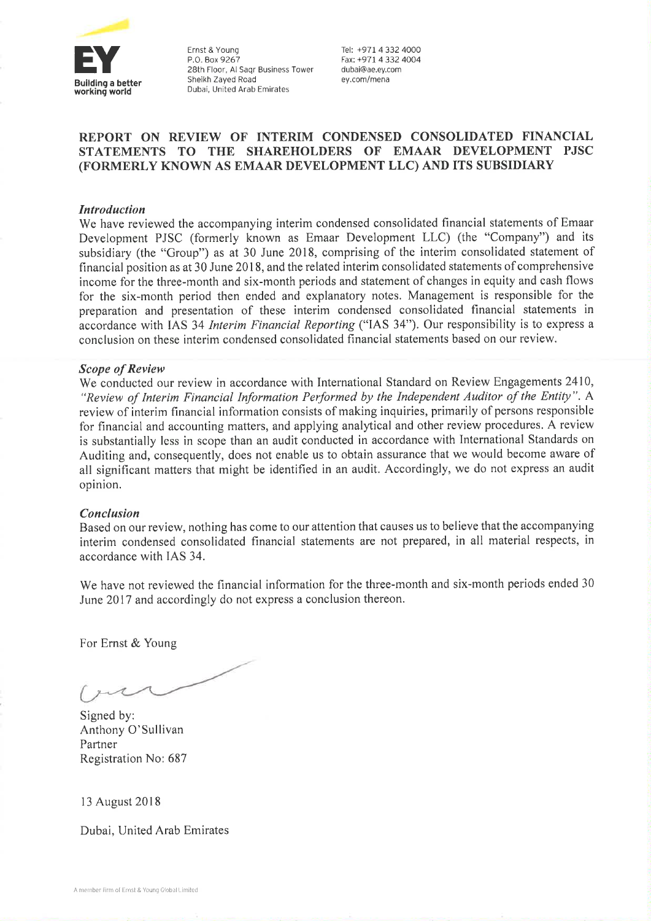Ernst & Young
P.O. Box 9267
28th Floor, Al Saqr Business Tower
Sheikh Zayed Road
Dubai, United Arab Emirates

Tel: +971 4 332 4000
Fax: +971 4 332 4004
dubai@ae.ey.com
ey.com/mena

# REPORT ON REVIEW OF INTERIM CONDENSED CONSOLIDATED FINANCIAL STATEMENTS TO THE SHAREHOLDERS OF EMAAR DEVELOPMENT PJSC (FORMERLY KNOWN AS EMAAR DEVELOPMENT LLC) AND ITS SUBSIDIARY

***Introduction***

We have reviewed the accompanying interim condensed consolidated financial statements of Emaar Development PJSC (formerly known as Emaar Development LLC) (the "Company") and its subsidiary (the "Group") as at 30 June 2018, comprising of the interim consolidated statement of financial position as at 30 June 2018, and the related interim consolidated statements of comprehensive income for the three-month and six-month periods and statement of changes in equity and cash flows for the six-month period then ended and explanatory notes. Management is responsible for the preparation and presentation of these interim condensed consolidated financial statements in accordance with IAS 34 *Interim Financial Reporting* ("IAS 34"). Our responsibility is to express a conclusion on these interim condensed consolidated financial statements based on our review.

***Scope of Review***

We conducted our review in accordance with International Standard on Review Engagements 2410, *"Review of Interim Financial Information Performed by the Independent Auditor of the Entity"*. A review of interim financial information consists of making inquiries, primarily of persons responsible for financial and accounting matters, and applying analytical and other review procedures. A review is substantially less in scope than an audit conducted in accordance with International Standards on Auditing and, consequently, does not enable us to obtain assurance that we would become aware of all significant matters that might be identified in an audit. Accordingly, we do not express an audit opinion.

***Conclusion***

Based on our review, nothing has come to our attention that causes us to believe that the accompanying interim condensed consolidated financial statements are not prepared, in all material respects, in accordance with IAS 34.

We have not reviewed the financial information for the three-month and six-month periods ended 30 June 2017 and accordingly do not express a conclusion thereon.

For Ernst & Young

Signed by:
Anthony O'Sullivan
Partner
Registration No: 687

13 August 2018

Dubai, United Arab Emirates

A member firm of Ernst & Young Global Limited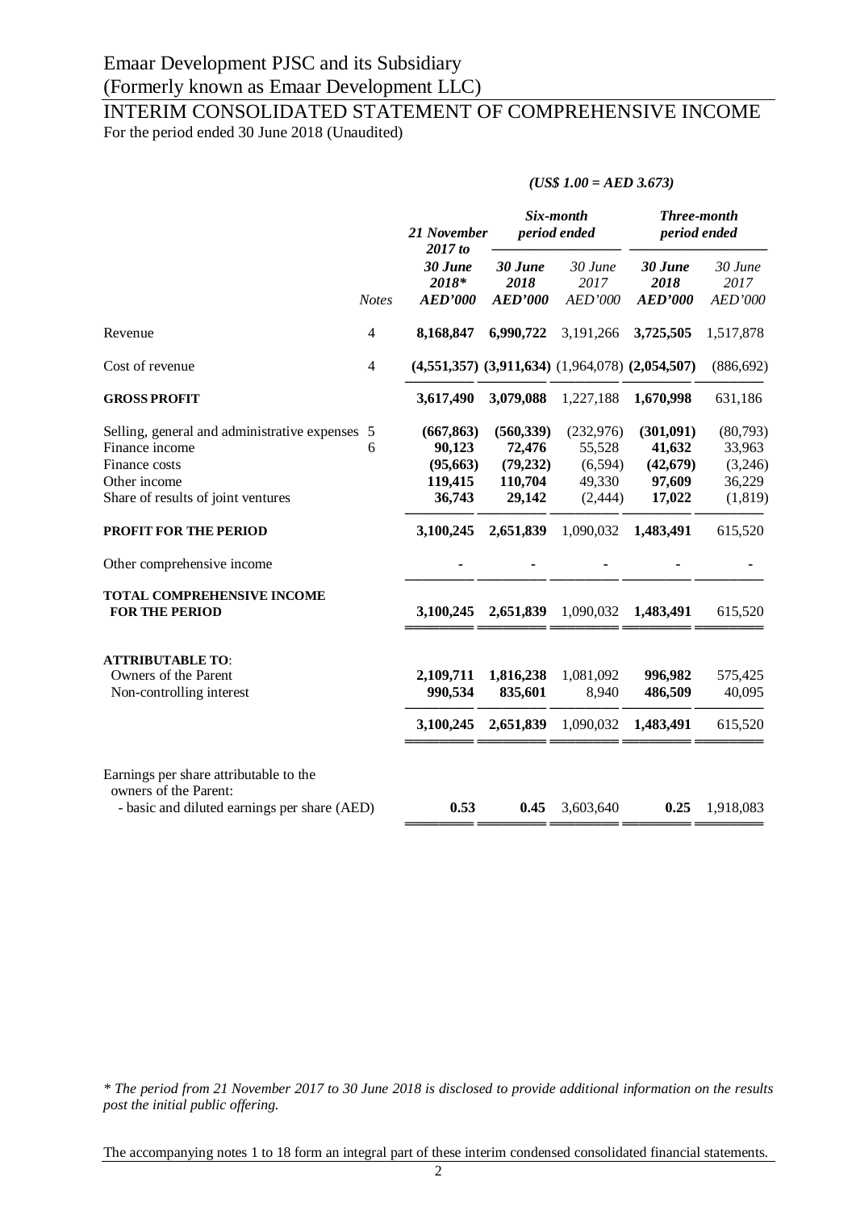# Emaar Development PJSC and its Subsidiary

(Formerly known as Emaar Development LLC)

## INTERIM CONSOLIDATED STATEMENT OF COMPREHENSIVE INCOME

For the period ended 30 June 2018 (Unaudited)

***(US$ 1.00 = AED 3.673)***

| | Notes | *21 November 2017 to* | *Six-month period ended* | | *Three-month period ended* | |
|---|---|---|---|---|---|---|
| | | ***30 June 2018**** | ***30 June 2018*** | *30 June 2017* | ***30 June 2018*** | *30 June 2017* |
| | | ***AED'000*** | ***AED'000*** | *AED'000* | ***AED'000*** | *AED'000* |
| Revenue | 4 | **8,168,847** | **6,990,722** | 3,191,266 | **3,725,505** | 1,517,878 |
| Cost of revenue | 4 | **(4,551,357)** | **(3,911,634)** | (1,964,078) | **(2,054,507)** | (886,692) |
| **GROSS PROFIT** | | **3,617,490** | **3,079,088** | 1,227,188 | **1,670,998** | 631,186 |
| Selling, general and administrative expenses | 5 | **(667,863)** | **(560,339)** | (232,976) | **(301,091)** | (80,793) |
| Finance income | 6 | **90,123** | **72,476** | 55,528 | **41,632** | 33,963 |
| Finance costs | | **(95,663)** | **(79,232)** | (6,594) | **(42,679)** | (3,246) |
| Other income | | **119,415** | **110,704** | 49,330 | **97,609** | 36,229 |
| Share of results of joint ventures | | **36,743** | **29,142** | (2,444) | **17,022** | (1,819) |
| **PROFIT FOR THE PERIOD** | | **3,100,245** | **2,651,839** | 1,090,032 | **1,483,491** | 615,520 |
| Other comprehensive income | | **-** | **-** | - | **-** | - |
| **TOTAL COMPREHENSIVE INCOME FOR THE PERIOD** | | **3,100,245** | **2,651,839** | 1,090,032 | **1,483,491** | 615,520 |
| **ATTRIBUTABLE TO**: | | | | | | |
| Owners of the Parent | | **2,109,711** | **1,816,238** | 1,081,092 | **996,982** | 575,425 |
| Non-controlling interest | | **990,534** | **835,601** | 8,940 | **486,509** | 40,095 |
| | | **3,100,245** | **2,651,839** | 1,090,032 | **1,483,491** | 615,520 |
| Earnings per share attributable to the owners of the Parent: | | | | | | |
| - basic and diluted earnings per share (AED) | | **0.53** | **0.45** | 3,603,640 | **0.25** | 1,918,083 |

*\* The period from 21 November 2017 to 30 June 2018 is disclosed to provide additional information on the results post the initial public offering.*

The accompanying notes 1 to 18 form an integral part of these interim condensed consolidated financial statements.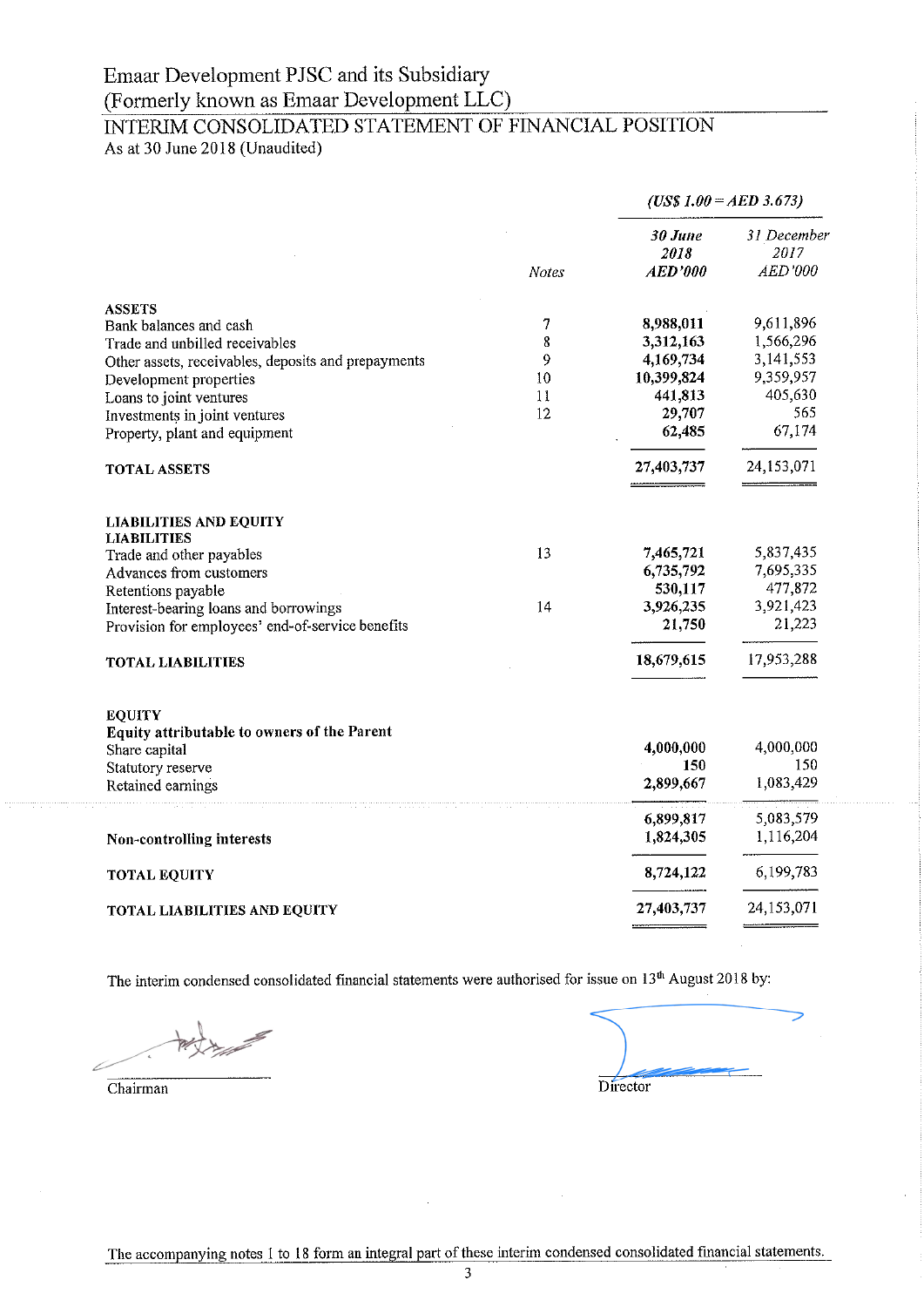# Emaar Development PJSC and its Subsidiary
# (Formerly known as Emaar Development LLC)

## INTERIM CONSOLIDATED STATEMENT OF FINANCIAL POSITION

As at 30 June 2018 (Unaudited)

| | Notes | *30 June 2018 AED'000* | *31 December 2017 AED'000* |
|---|---|---|---|
| | | *(US$ 1.00 = AED 3.673)* | |
| **ASSETS** | | | |
| Bank balances and cash | 7 | **8,988,011** | 9,611,896 |
| Trade and unbilled receivables | 8 | **3,312,163** | 1,566,296 |
| Other assets, receivables, deposits and prepayments | 9 | **4,169,734** | 3,141,553 |
| Development properties | 10 | **10,399,824** | 9,359,957 |
| Loans to joint ventures | 11 | **441,813** | 405,630 |
| Investments in joint ventures | 12 | **29,707** | 565 |
| Property, plant and equipment | | **62,485** | 67,174 |
| **TOTAL ASSETS** | | **27,403,737** | 24,153,071 |
| **LIABILITIES AND EQUITY** | | | |
| **LIABILITIES** | | | |
| Trade and other payables | 13 | **7,465,721** | 5,837,435 |
| Advances from customers | | **6,735,792** | 7,695,335 |
| Retentions payable | | **530,117** | 477,872 |
| Interest-bearing loans and borrowings | 14 | **3,926,235** | 3,921,423 |
| Provision for employees' end-of-service benefits | | **21,750** | 21,223 |
| **TOTAL LIABILITIES** | | **18,679,615** | 17,953,288 |
| **EQUITY** | | | |
| **Equity attributable to owners of the Parent** | | | |
| Share capital | | **4,000,000** | 4,000,000 |
| Statutory reserve | | **150** | 150 |
| Retained earnings | | **2,899,667** | 1,083,429 |
| | | **6,899,817** | 5,083,579 |
| **Non-controlling interests** | | **1,824,305** | 1,116,204 |
| **TOTAL EQUITY** | | **8,724,122** | 6,199,783 |
| **TOTAL LIABILITIES AND EQUITY** | | **27,403,737** | 24,153,071 |

The interim condensed consolidated financial statements were authorised for issue on 13th August 2018 by:

Chairman

Director

The accompanying notes 1 to 18 form an integral part of these interim condensed consolidated financial statements.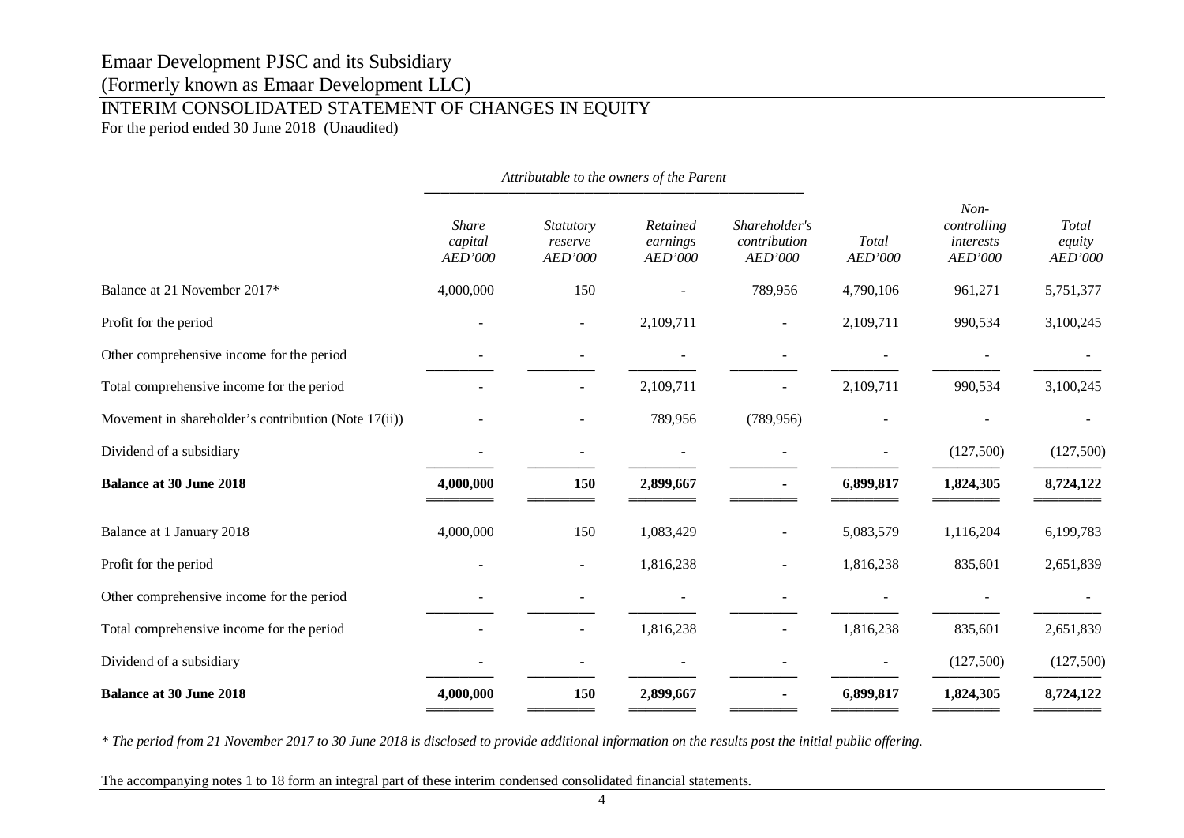# Emaar Development PJSC and its Subsidiary

(Formerly known as Emaar Development LLC)

## INTERIM CONSOLIDATED STATEMENT OF CHANGES IN EQUITY

For the period ended 30 June 2018 (Unaudited)

| | *Attributable to the owners of the Parent* | | | | | | |
|---|---|---|---|---|---|---|---|
| | *Share capital AED'000* | *Statutory reserve AED'000* | *Retained earnings AED'000* | *Shareholder's contribution AED'000* | *Total AED'000* | *Non-controlling interests AED'000* | *Total equity AED'000* |
| Balance at 21 November 2017* | 4,000,000 | 150 | - | 789,956 | 4,790,106 | 961,271 | 5,751,377 |
| Profit for the period | - | - | 2,109,711 | - | 2,109,711 | 990,534 | 3,100,245 |
| Other comprehensive income for the period | - | - | - | - | - | - | - |
| Total comprehensive income for the period | - | - | 2,109,711 | - | 2,109,711 | 990,534 | 3,100,245 |
| Movement in shareholder's contribution (Note 17(ii)) | - | - | 789,956 | (789,956) | - | - | - |
| Dividend of a subsidiary | - | - | - | - | - | (127,500) | (127,500) |
| **Balance at 30 June 2018** | **4,000,000** | **150** | **2,899,667** | **-** | **6,899,817** | **1,824,305** | **8,724,122** |
| Balance at 1 January 2018 | 4,000,000 | 150 | 1,083,429 | - | 5,083,579 | 1,116,204 | 6,199,783 |
| Profit for the period | - | - | 1,816,238 | - | 1,816,238 | 835,601 | 2,651,839 |
| Other comprehensive income for the period | - | - | - | - | - | - | - |
| Total comprehensive income for the period | - | - | 1,816,238 | - | 1,816,238 | 835,601 | 2,651,839 |
| Dividend of a subsidiary | - | - | - | - | - | (127,500) | (127,500) |
| **Balance at 30 June 2018** | **4,000,000** | **150** | **2,899,667** | **-** | **6,899,817** | **1,824,305** | **8,724,122** |

*\* The period from 21 November 2017 to 30 June 2018 is disclosed to provide additional information on the results post the initial public offering.*

The accompanying notes 1 to 18 form an integral part of these interim condensed consolidated financial statements.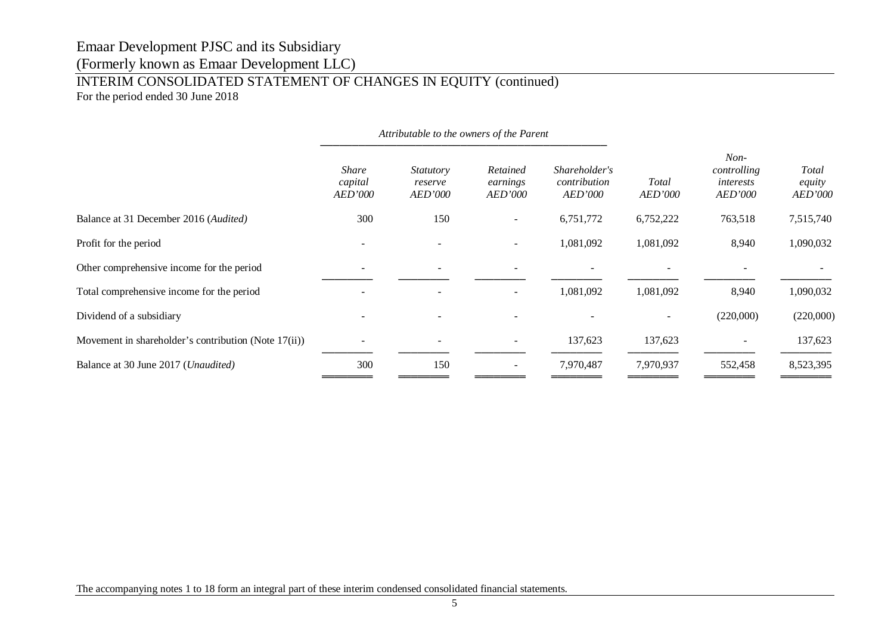# Emaar Development PJSC and its Subsidiary

(Formerly known as Emaar Development LLC)

## INTERIM CONSOLIDATED STATEMENT OF CHANGES IN EQUITY (continued)

For the period ended 30 June 2018

| | *Attributable to the owners of the Parent* | | | | | | |
|---|---|---|---|---|---|---|---|
| | *Share capital AED'000* | *Statutory reserve AED'000* | *Retained earnings AED'000* | *Shareholder's contribution AED'000* | *Total AED'000* | *Non-controlling interests AED'000* | *Total equity AED'000* |
| Balance at 31 December 2016 (*Audited*) | 300 | 150 | - | 6,751,772 | 6,752,222 | 763,518 | 7,515,740 |
| Profit for the period | - | - | - | 1,081,092 | 1,081,092 | 8,940 | 1,090,032 |
| Other comprehensive income for the period | - | - | - | - | - | - | - |
| Total comprehensive income for the period | - | - | - | 1,081,092 | 1,081,092 | 8,940 | 1,090,032 |
| Dividend of a subsidiary | - | - | - | - | - | (220,000) | (220,000) |
| Movement in shareholder's contribution (Note 17(ii)) | - | - | - | 137,623 | 137,623 | - | 137,623 |
| Balance at 30 June 2017 (*Unaudited*) | 300 | 150 | - | 7,970,487 | 7,970,937 | 552,458 | 8,523,395 |

The accompanying notes 1 to 18 form an integral part of these interim condensed consolidated financial statements.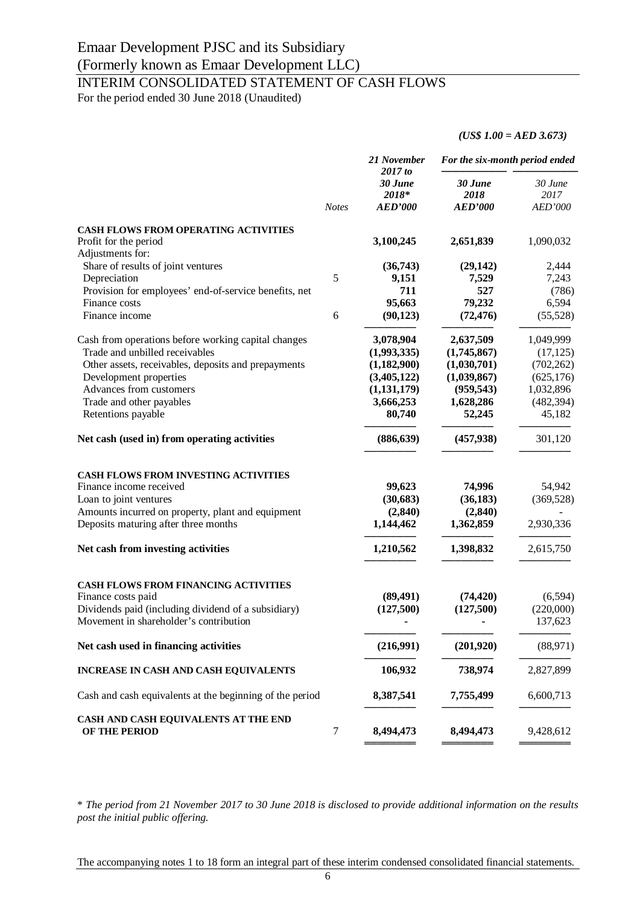# Emaar Development PJSC and its Subsidiary
(Formerly known as Emaar Development LLC)

## INTERIM CONSOLIDATED STATEMENT OF CASH FLOWS
For the period ended 30 June 2018 (Unaudited)

*(US$ 1.00 = AED 3.673)*

| | Notes | *21 November 2017 to 30 June 2018\** | *For the six-month period ended* | |
|---|---|---|---|---|
| | | | *30 June 2018* | *30 June 2017* |
| | | ***AED'000*** | ***AED'000*** | *AED'000* |
| **CASH FLOWS FROM OPERATING ACTIVITIES** | | | | |
| Profit for the period | | **3,100,245** | **2,651,839** | 1,090,032 |
| Adjustments for: | | | | |
| Share of results of joint ventures | | **(36,743)** | **(29,142)** | 2,444 |
| Depreciation | 5 | **9,151** | **7,529** | 7,243 |
| Provision for employees' end-of-service benefits, net | | **711** | **527** | (786) |
| Finance costs | | **95,663** | **79,232** | 6,594 |
| Finance income | 6 | **(90,123)** | **(72,476)** | (55,528) |
| Cash from operations before working capital changes | | **3,078,904** | **2,637,509** | 1,049,999 |
| Trade and unbilled receivables | | **(1,993,335)** | **(1,745,867)** | (17,125) |
| Other assets, receivables, deposits and prepayments | | **(1,182,900)** | **(1,030,701)** | (702,262) |
| Development properties | | **(3,405,122)** | **(1,039,867)** | (625,176) |
| Advances from customers | | **(1,131,179)** | **(959,543)** | 1,032,896 |
| Trade and other payables | | **3,666,253** | **1,628,286** | (482,394) |
| Retentions payable | | **80,740** | **52,245** | 45,182 |
| **Net cash (used in) from operating activities** | | **(886,639)** | **(457,938)** | 301,120 |
| **CASH FLOWS FROM INVESTING ACTIVITIES** | | | | |
| Finance income received | | **99,623** | **74,996** | 54,942 |
| Loan to joint ventures | | **(30,683)** | **(36,183)** | (369,528) |
| Amounts incurred on property, plant and equipment | | **(2,840)** | **(2,840)** | - |
| Deposits maturing after three months | | **1,144,462** | **1,362,859** | 2,930,336 |
| **Net cash from investing activities** | | **1,210,562** | **1,398,832** | 2,615,750 |
| **CASH FLOWS FROM FINANCING ACTIVITIES** | | | | |
| Finance costs paid | | **(89,491)** | **(74,420)** | (6,594) |
| Dividends paid (including dividend of a subsidiary) | | **(127,500)** | **(127,500)** | (220,000) |
| Movement in shareholder's contribution | | **-** | **-** | 137,623 |
| **Net cash used in financing activities** | | **(216,991)** | **(201,920)** | (88,971) |
| **INCREASE IN CASH AND CASH EQUIVALENTS** | | **106,932** | **738,974** | 2,827,899 |
| Cash and cash equivalents at the beginning of the period | | **8,387,541** | **7,755,499** | 6,600,713 |
| **CASH AND CASH EQUIVALENTS AT THE END OF THE PERIOD** | 7 | **8,494,473** | **8,494,473** | 9,428,612 |

\* *The period from 21 November 2017 to 30 June 2018 is disclosed to provide additional information on the results post the initial public offering.*

The accompanying notes 1 to 18 form an integral part of these interim condensed consolidated financial statements.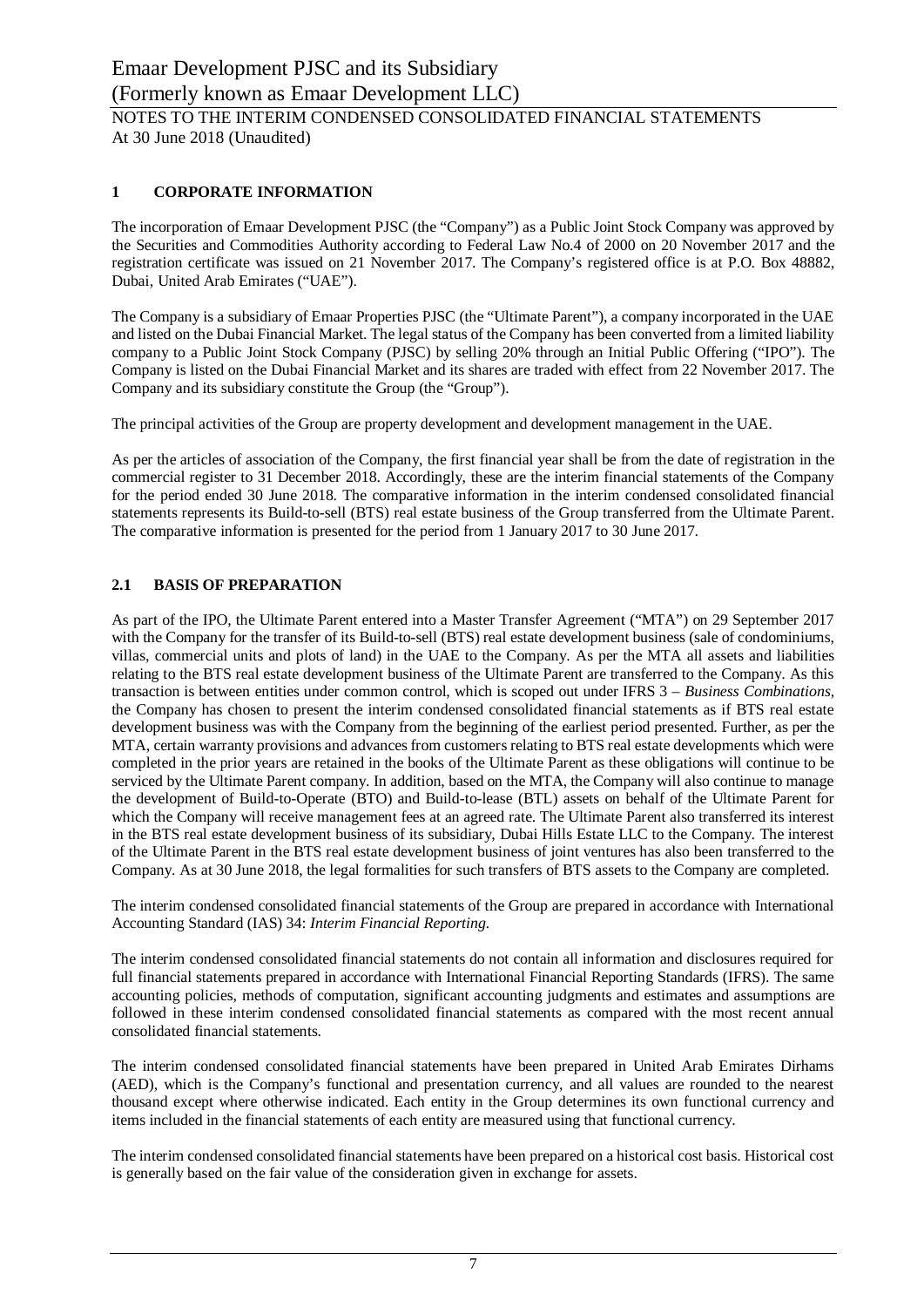## 1 CORPORATE INFORMATION

The incorporation of Emaar Development PJSC (the "Company") as a Public Joint Stock Company was approved by the Securities and Commodities Authority according to Federal Law No.4 of 2000 on 20 November 2017 and the registration certificate was issued on 21 November 2017. The Company's registered office is at P.O. Box 48882, Dubai, United Arab Emirates ("UAE").

The Company is a subsidiary of Emaar Properties PJSC (the "Ultimate Parent"), a company incorporated in the UAE and listed on the Dubai Financial Market. The legal status of the Company has been converted from a limited liability company to a Public Joint Stock Company (PJSC) by selling 20% through an Initial Public Offering ("IPO"). The Company is listed on the Dubai Financial Market and its shares are traded with effect from 22 November 2017. The Company and its subsidiary constitute the Group (the "Group").

The principal activities of the Group are property development and development management in the UAE.

As per the articles of association of the Company, the first financial year shall be from the date of registration in the commercial register to 31 December 2018. Accordingly, these are the interim financial statements of the Company for the period ended 30 June 2018. The comparative information in the interim condensed consolidated financial statements represents its Build-to-sell (BTS) real estate business of the Group transferred from the Ultimate Parent. The comparative information is presented for the period from 1 January 2017 to 30 June 2017.

## 2.1 BASIS OF PREPARATION

As part of the IPO, the Ultimate Parent entered into a Master Transfer Agreement ("MTA") on 29 September 2017 with the Company for the transfer of its Build-to-sell (BTS) real estate development business (sale of condominiums, villas, commercial units and plots of land) in the UAE to the Company. As per the MTA all assets and liabilities relating to the BTS real estate development business of the Ultimate Parent are transferred to the Company. As this transaction is between entities under common control, which is scoped out under IFRS 3 – *Business Combinations*, the Company has chosen to present the interim condensed consolidated financial statements as if BTS real estate development business was with the Company from the beginning of the earliest period presented. Further, as per the MTA, certain warranty provisions and advances from customers relating to BTS real estate developments which were completed in the prior years are retained in the books of the Ultimate Parent as these obligations will continue to be serviced by the Ultimate Parent company. In addition, based on the MTA, the Company will also continue to manage the development of Build-to-Operate (BTO) and Build-to-lease (BTL) assets on behalf of the Ultimate Parent for which the Company will receive management fees at an agreed rate. The Ultimate Parent also transferred its interest in the BTS real estate development business of its subsidiary, Dubai Hills Estate LLC to the Company. The interest of the Ultimate Parent in the BTS real estate development business of joint ventures has also been transferred to the Company. As at 30 June 2018, the legal formalities for such transfers of BTS assets to the Company are completed.

The interim condensed consolidated financial statements of the Group are prepared in accordance with International Accounting Standard (IAS) 34: *Interim Financial Reporting*.

The interim condensed consolidated financial statements do not contain all information and disclosures required for full financial statements prepared in accordance with International Financial Reporting Standards (IFRS). The same accounting policies, methods of computation, significant accounting judgments and estimates and assumptions are followed in these interim condensed consolidated financial statements as compared with the most recent annual consolidated financial statements.

The interim condensed consolidated financial statements have been prepared in United Arab Emirates Dirhams (AED), which is the Company's functional and presentation currency, and all values are rounded to the nearest thousand except where otherwise indicated. Each entity in the Group determines its own functional currency and items included in the financial statements of each entity are measured using that functional currency.

The interim condensed consolidated financial statements have been prepared on a historical cost basis. Historical cost is generally based on the fair value of the consideration given in exchange for assets.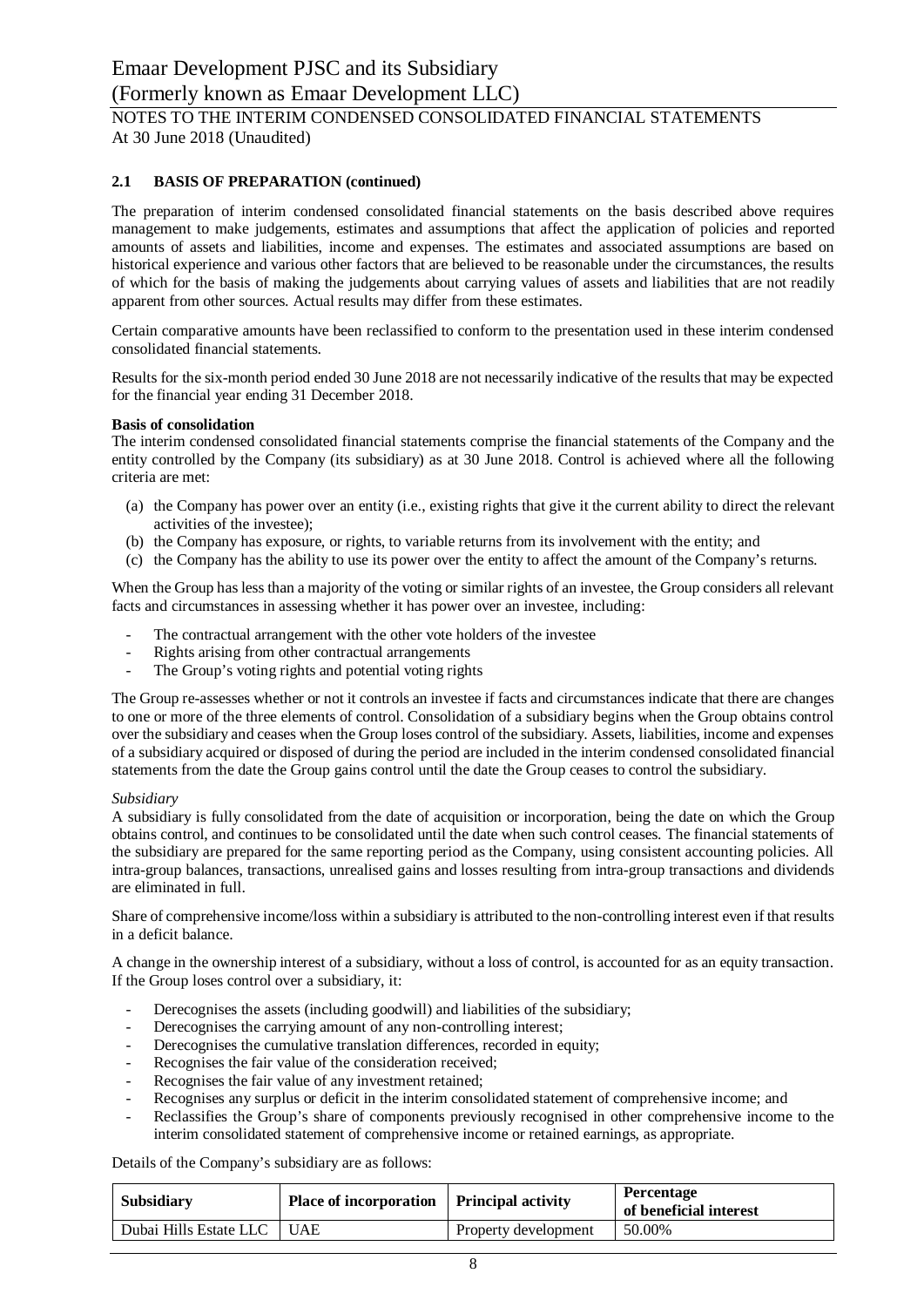## 2.1 BASIS OF PREPARATION (continued)

The preparation of interim condensed consolidated financial statements on the basis described above requires management to make judgements, estimates and assumptions that affect the application of policies and reported amounts of assets and liabilities, income and expenses. The estimates and associated assumptions are based on historical experience and various other factors that are believed to be reasonable under the circumstances, the results of which for the basis of making the judgements about carrying values of assets and liabilities that are not readily apparent from other sources. Actual results may differ from these estimates.

Certain comparative amounts have been reclassified to conform to the presentation used in these interim condensed consolidated financial statements.

Results for the six-month period ended 30 June 2018 are not necessarily indicative of the results that may be expected for the financial year ending 31 December 2018.

**Basis of consolidation**

The interim condensed consolidated financial statements comprise the financial statements of the Company and the entity controlled by the Company (its subsidiary) as at 30 June 2018. Control is achieved where all the following criteria are met:

(a) the Company has power over an entity (i.e., existing rights that give it the current ability to direct the relevant activities of the investee);
(b) the Company has exposure, or rights, to variable returns from its involvement with the entity; and
(c) the Company has the ability to use its power over the entity to affect the amount of the Company's returns.

When the Group has less than a majority of the voting or similar rights of an investee, the Group considers all relevant facts and circumstances in assessing whether it has power over an investee, including:

- The contractual arrangement with the other vote holders of the investee
- Rights arising from other contractual arrangements
- The Group's voting rights and potential voting rights

The Group re-assesses whether or not it controls an investee if facts and circumstances indicate that there are changes to one or more of the three elements of control. Consolidation of a subsidiary begins when the Group obtains control over the subsidiary and ceases when the Group loses control of the subsidiary. Assets, liabilities, income and expenses of a subsidiary acquired or disposed of during the period are included in the interim condensed consolidated financial statements from the date the Group gains control until the date the Group ceases to control the subsidiary.

*Subsidiary*

A subsidiary is fully consolidated from the date of acquisition or incorporation, being the date on which the Group obtains control, and continues to be consolidated until the date when such control ceases. The financial statements of the subsidiary are prepared for the same reporting period as the Company, using consistent accounting policies. All intra-group balances, transactions, unrealised gains and losses resulting from intra-group transactions and dividends are eliminated in full.

Share of comprehensive income/loss within a subsidiary is attributed to the non-controlling interest even if that results in a deficit balance.

A change in the ownership interest of a subsidiary, without a loss of control, is accounted for as an equity transaction. If the Group loses control over a subsidiary, it:

- Derecognises the assets (including goodwill) and liabilities of the subsidiary;
- Derecognises the carrying amount of any non-controlling interest;
- Derecognises the cumulative translation differences, recorded in equity;
- Recognises the fair value of the consideration received;
- Recognises the fair value of any investment retained;
- Recognises any surplus or deficit in the interim consolidated statement of comprehensive income; and
- Reclassifies the Group's share of components previously recognised in other comprehensive income to the interim consolidated statement of comprehensive income or retained earnings, as appropriate.

Details of the Company's subsidiary are as follows:

| Subsidiary | Place of incorporation | Principal activity | Percentage of beneficial interest |
|---|---|---|---|
| Dubai Hills Estate LLC | UAE | Property development | 50.00% |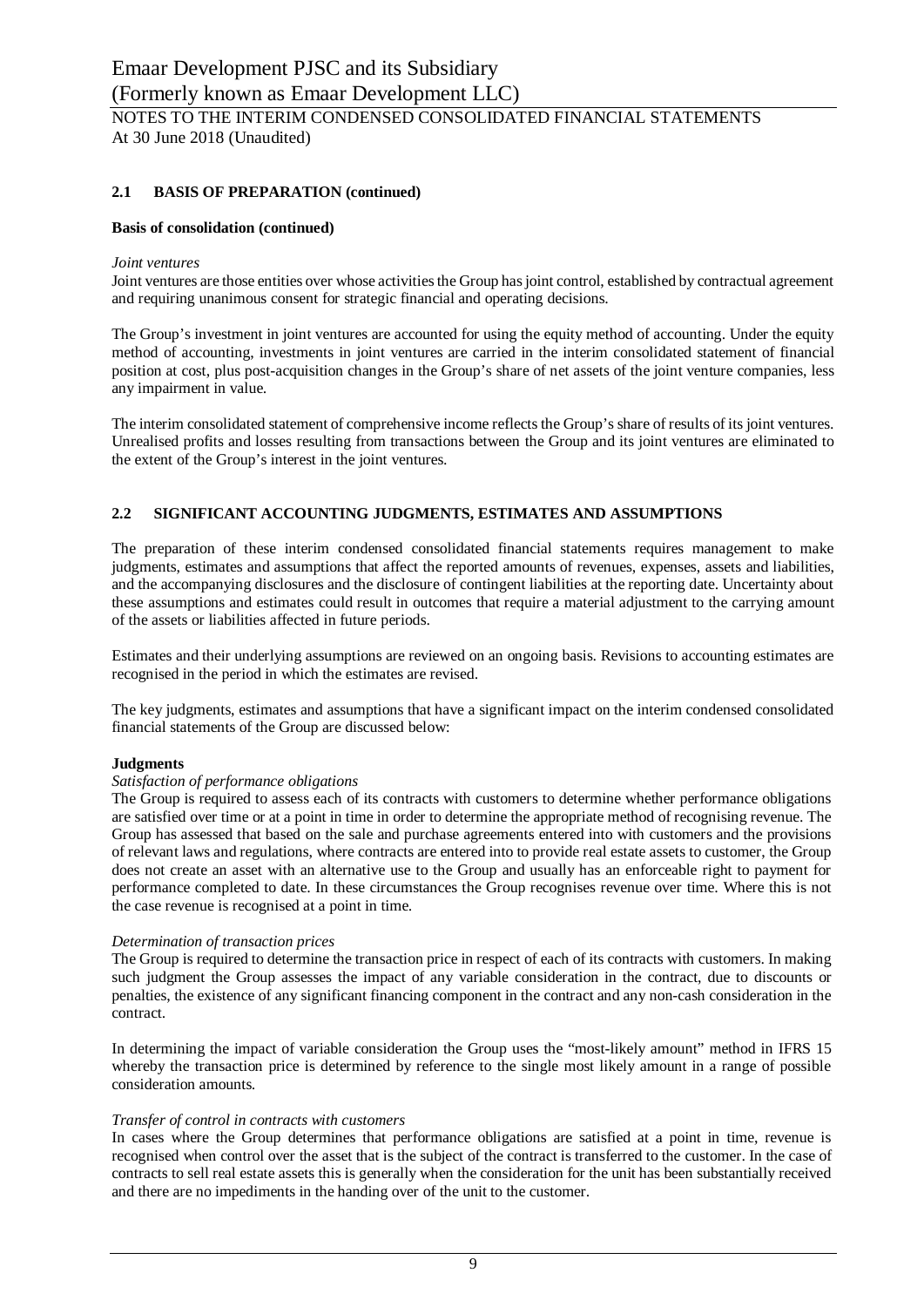## 2.1 BASIS OF PREPARATION (continued)

**Basis of consolidation (continued)**

*Joint ventures*

Joint ventures are those entities over whose activities the Group has joint control, established by contractual agreement and requiring unanimous consent for strategic financial and operating decisions.

The Group's investment in joint ventures are accounted for using the equity method of accounting. Under the equity method of accounting, investments in joint ventures are carried in the interim consolidated statement of financial position at cost, plus post-acquisition changes in the Group's share of net assets of the joint venture companies, less any impairment in value.

The interim consolidated statement of comprehensive income reflects the Group's share of results of its joint ventures. Unrealised profits and losses resulting from transactions between the Group and its joint ventures are eliminated to the extent of the Group's interest in the joint ventures.

## 2.2 SIGNIFICANT ACCOUNTING JUDGMENTS, ESTIMATES AND ASSUMPTIONS

The preparation of these interim condensed consolidated financial statements requires management to make judgments, estimates and assumptions that affect the reported amounts of revenues, expenses, assets and liabilities, and the accompanying disclosures and the disclosure of contingent liabilities at the reporting date. Uncertainty about these assumptions and estimates could result in outcomes that require a material adjustment to the carrying amount of the assets or liabilities affected in future periods.

Estimates and their underlying assumptions are reviewed on an ongoing basis. Revisions to accounting estimates are recognised in the period in which the estimates are revised.

The key judgments, estimates and assumptions that have a significant impact on the interim condensed consolidated financial statements of the Group are discussed below:

**Judgments**

*Satisfaction of performance obligations*

The Group is required to assess each of its contracts with customers to determine whether performance obligations are satisfied over time or at a point in time in order to determine the appropriate method of recognising revenue. The Group has assessed that based on the sale and purchase agreements entered into with customers and the provisions of relevant laws and regulations, where contracts are entered into to provide real estate assets to customer, the Group does not create an asset with an alternative use to the Group and usually has an enforceable right to payment for performance completed to date. In these circumstances the Group recognises revenue over time. Where this is not the case revenue is recognised at a point in time.

*Determination of transaction prices*

The Group is required to determine the transaction price in respect of each of its contracts with customers. In making such judgment the Group assesses the impact of any variable consideration in the contract, due to discounts or penalties, the existence of any significant financing component in the contract and any non-cash consideration in the contract.

In determining the impact of variable consideration the Group uses the "most-likely amount" method in IFRS 15 whereby the transaction price is determined by reference to the single most likely amount in a range of possible consideration amounts.

*Transfer of control in contracts with customers*

In cases where the Group determines that performance obligations are satisfied at a point in time, revenue is recognised when control over the asset that is the subject of the contract is transferred to the customer. In the case of contracts to sell real estate assets this is generally when the consideration for the unit has been substantially received and there are no impediments in the handing over of the unit to the customer.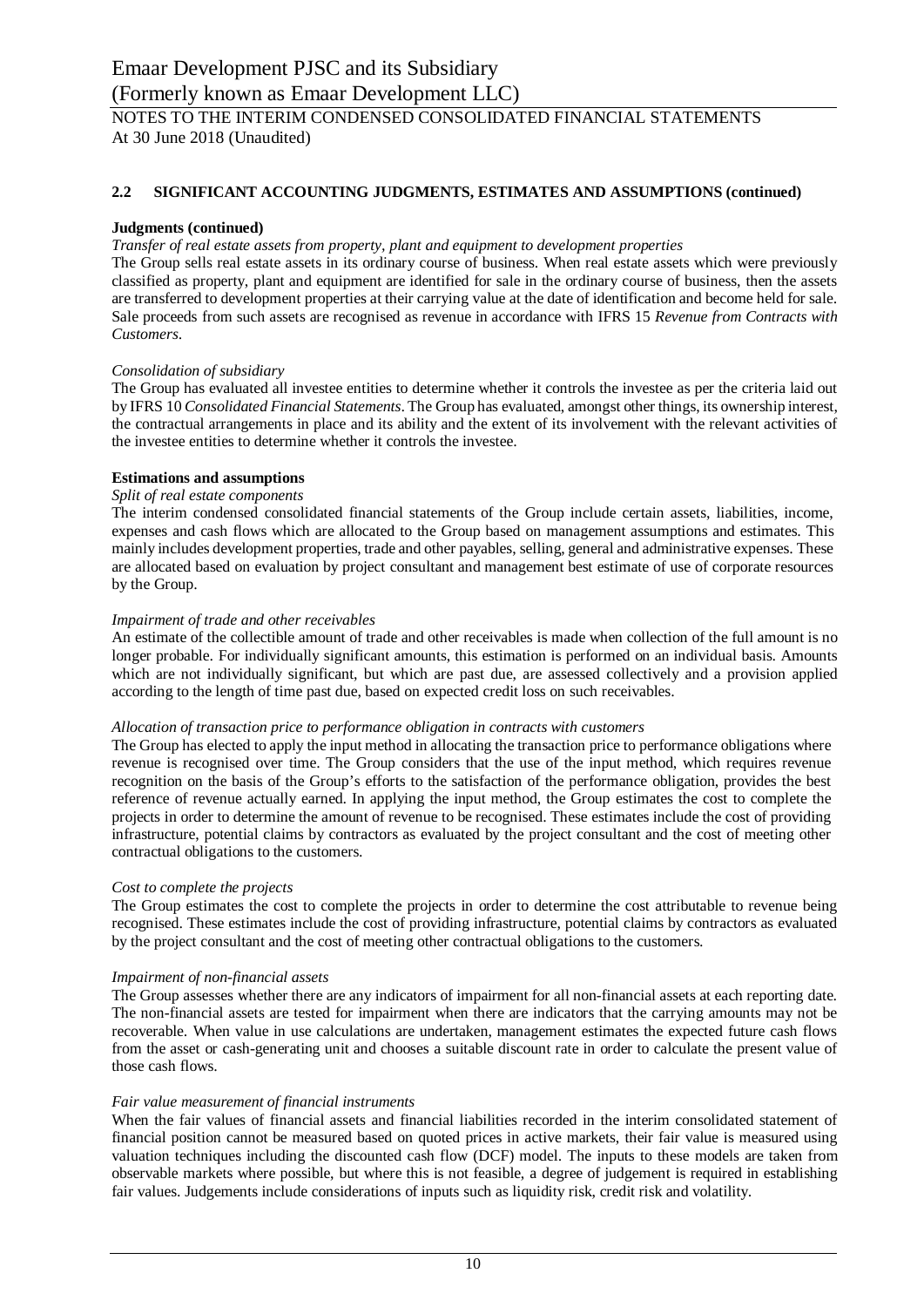## 2.2 SIGNIFICANT ACCOUNTING JUDGMENTS, ESTIMATES AND ASSUMPTIONS (continued)

**Judgments (continued)**

*Transfer of real estate assets from property, plant and equipment to development properties*

The Group sells real estate assets in its ordinary course of business. When real estate assets which were previously classified as property, plant and equipment are identified for sale in the ordinary course of business, then the assets are transferred to development properties at their carrying value at the date of identification and become held for sale. Sale proceeds from such assets are recognised as revenue in accordance with IFRS 15 *Revenue from Contracts with Customers*.

*Consolidation of subsidiary*

The Group has evaluated all investee entities to determine whether it controls the investee as per the criteria laid out by IFRS 10 *Consolidated Financial Statements*. The Group has evaluated, amongst other things, its ownership interest, the contractual arrangements in place and its ability and the extent of its involvement with the relevant activities of the investee entities to determine whether it controls the investee.

**Estimations and assumptions**

*Split of real estate components*

The interim condensed consolidated financial statements of the Group include certain assets, liabilities, income, expenses and cash flows which are allocated to the Group based on management assumptions and estimates. This mainly includes development properties, trade and other payables, selling, general and administrative expenses. These are allocated based on evaluation by project consultant and management best estimate of use of corporate resources by the Group.

*Impairment of trade and other receivables*

An estimate of the collectible amount of trade and other receivables is made when collection of the full amount is no longer probable. For individually significant amounts, this estimation is performed on an individual basis. Amounts which are not individually significant, but which are past due, are assessed collectively and a provision applied according to the length of time past due, based on expected credit loss on such receivables.

*Allocation of transaction price to performance obligation in contracts with customers*

The Group has elected to apply the input method in allocating the transaction price to performance obligations where revenue is recognised over time. The Group considers that the use of the input method, which requires revenue recognition on the basis of the Group's efforts to the satisfaction of the performance obligation, provides the best reference of revenue actually earned. In applying the input method, the Group estimates the cost to complete the projects in order to determine the amount of revenue to be recognised. These estimates include the cost of providing infrastructure, potential claims by contractors as evaluated by the project consultant and the cost of meeting other contractual obligations to the customers.

*Cost to complete the projects*

The Group estimates the cost to complete the projects in order to determine the cost attributable to revenue being recognised. These estimates include the cost of providing infrastructure, potential claims by contractors as evaluated by the project consultant and the cost of meeting other contractual obligations to the customers.

*Impairment of non-financial assets*

The Group assesses whether there are any indicators of impairment for all non-financial assets at each reporting date. The non-financial assets are tested for impairment when there are indicators that the carrying amounts may not be recoverable. When value in use calculations are undertaken, management estimates the expected future cash flows from the asset or cash-generating unit and chooses a suitable discount rate in order to calculate the present value of those cash flows.

*Fair value measurement of financial instruments*

When the fair values of financial assets and financial liabilities recorded in the interim consolidated statement of financial position cannot be measured based on quoted prices in active markets, their fair value is measured using valuation techniques including the discounted cash flow (DCF) model. The inputs to these models are taken from observable markets where possible, but where this is not feasible, a degree of judgement is required in establishing fair values. Judgements include considerations of inputs such as liquidity risk, credit risk and volatility.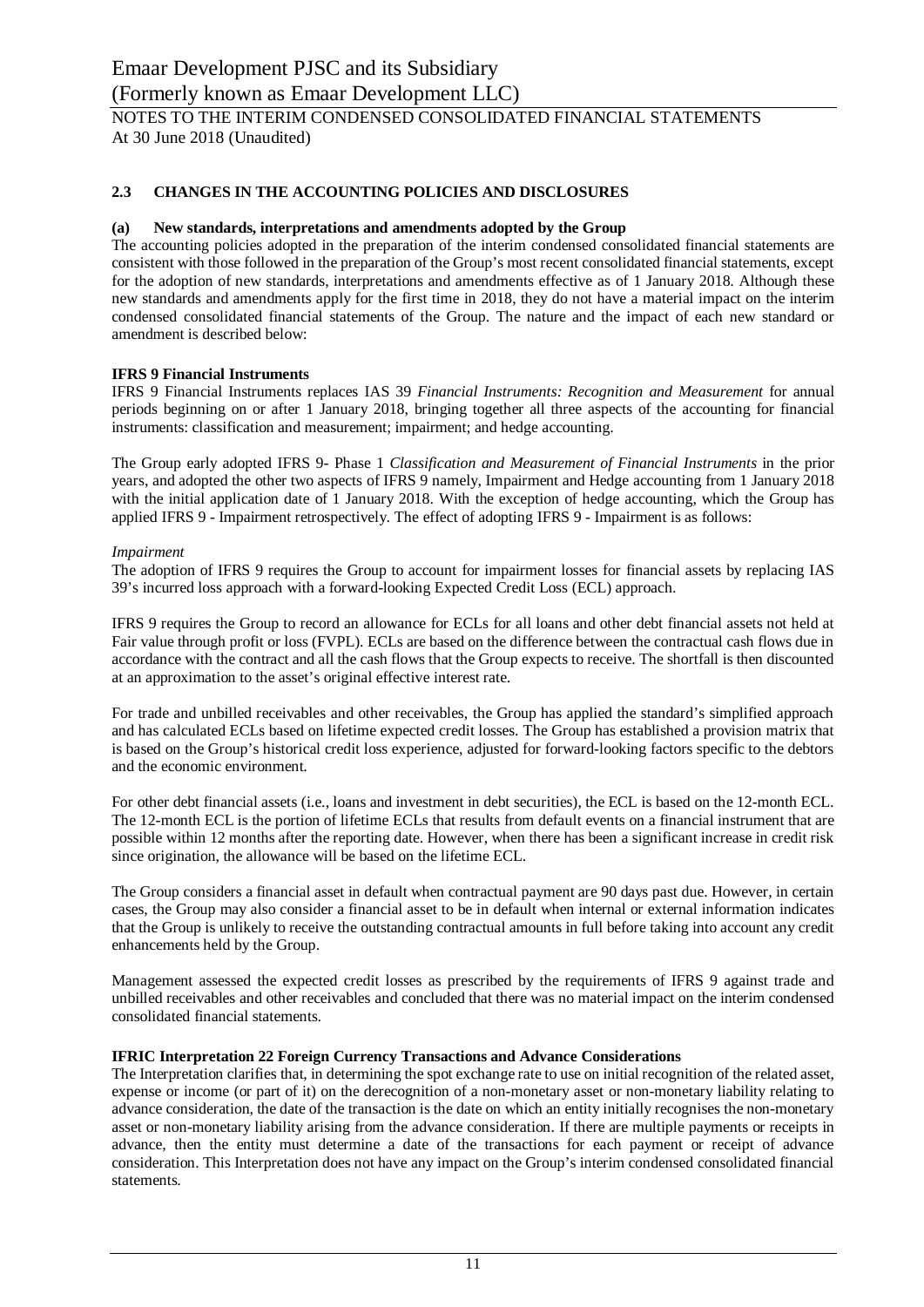## 2.3 CHANGES IN THE ACCOUNTING POLICIES AND DISCLOSURES

### (a) New standards, interpretations and amendments adopted by the Group

The accounting policies adopted in the preparation of the interim condensed consolidated financial statements are consistent with those followed in the preparation of the Group's most recent consolidated financial statements, except for the adoption of new standards, interpretations and amendments effective as of 1 January 2018. Although these new standards and amendments apply for the first time in 2018, they do not have a material impact on the interim condensed consolidated financial statements of the Group. The nature and the impact of each new standard or amendment is described below:

**IFRS 9 Financial Instruments**

IFRS 9 Financial Instruments replaces IAS 39 *Financial Instruments: Recognition and Measurement* for annual periods beginning on or after 1 January 2018, bringing together all three aspects of the accounting for financial instruments: classification and measurement; impairment; and hedge accounting.

The Group early adopted IFRS 9- Phase 1 *Classification and Measurement of Financial Instruments* in the prior years, and adopted the other two aspects of IFRS 9 namely, Impairment and Hedge accounting from 1 January 2018 with the initial application date of 1 January 2018. With the exception of hedge accounting, which the Group has applied IFRS 9 - Impairment retrospectively. The effect of adopting IFRS 9 - Impairment is as follows:

*Impairment*

The adoption of IFRS 9 requires the Group to account for impairment losses for financial assets by replacing IAS 39's incurred loss approach with a forward-looking Expected Credit Loss (ECL) approach.

IFRS 9 requires the Group to record an allowance for ECLs for all loans and other debt financial assets not held at Fair value through profit or loss (FVPL). ECLs are based on the difference between the contractual cash flows due in accordance with the contract and all the cash flows that the Group expects to receive. The shortfall is then discounted at an approximation to the asset's original effective interest rate.

For trade and unbilled receivables and other receivables, the Group has applied the standard's simplified approach and has calculated ECLs based on lifetime expected credit losses. The Group has established a provision matrix that is based on the Group's historical credit loss experience, adjusted for forward-looking factors specific to the debtors and the economic environment.

For other debt financial assets (i.e., loans and investment in debt securities), the ECL is based on the 12-month ECL. The 12-month ECL is the portion of lifetime ECLs that results from default events on a financial instrument that are possible within 12 months after the reporting date. However, when there has been a significant increase in credit risk since origination, the allowance will be based on the lifetime ECL.

The Group considers a financial asset in default when contractual payment are 90 days past due. However, in certain cases, the Group may also consider a financial asset to be in default when internal or external information indicates that the Group is unlikely to receive the outstanding contractual amounts in full before taking into account any credit enhancements held by the Group.

Management assessed the expected credit losses as prescribed by the requirements of IFRS 9 against trade and unbilled receivables and other receivables and concluded that there was no material impact on the interim condensed consolidated financial statements.

**IFRIC Interpretation 22 Foreign Currency Transactions and Advance Considerations**

The Interpretation clarifies that, in determining the spot exchange rate to use on initial recognition of the related asset, expense or income (or part of it) on the derecognition of a non-monetary asset or non-monetary liability relating to advance consideration, the date of the transaction is the date on which an entity initially recognises the non-monetary asset or non-monetary liability arising from the advance consideration. If there are multiple payments or receipts in advance, then the entity must determine a date of the transactions for each payment or receipt of advance consideration. This Interpretation does not have any impact on the Group's interim condensed consolidated financial statements.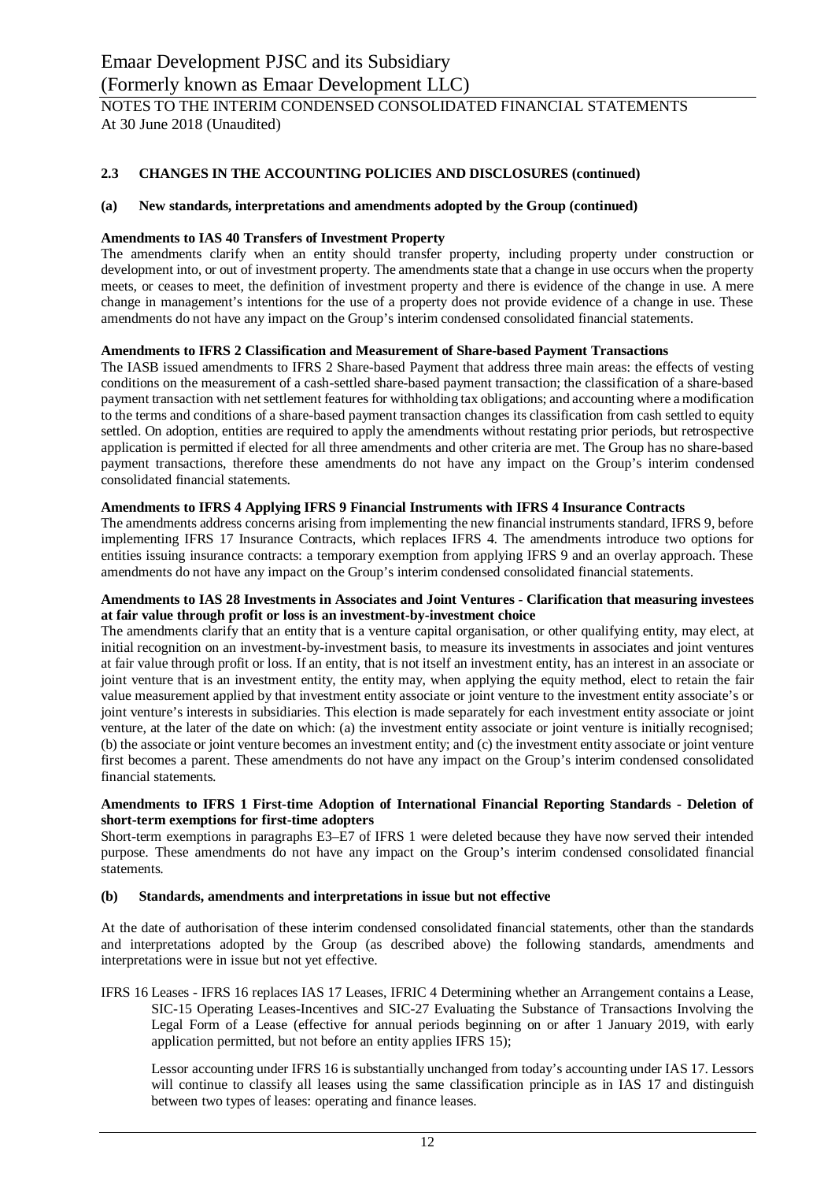## 2.3 CHANGES IN THE ACCOUNTING POLICIES AND DISCLOSURES (continued)

### (a) New standards, interpretations and amendments adopted by the Group (continued)

**Amendments to IAS 40 Transfers of Investment Property**

The amendments clarify when an entity should transfer property, including property under construction or development into, or out of investment property. The amendments state that a change in use occurs when the property meets, or ceases to meet, the definition of investment property and there is evidence of the change in use. A mere change in management's intentions for the use of a property does not provide evidence of a change in use. These amendments do not have any impact on the Group's interim condensed consolidated financial statements.

**Amendments to IFRS 2 Classification and Measurement of Share-based Payment Transactions**

The IASB issued amendments to IFRS 2 Share-based Payment that address three main areas: the effects of vesting conditions on the measurement of a cash-settled share-based payment transaction; the classification of a share-based payment transaction with net settlement features for withholding tax obligations; and accounting where a modification to the terms and conditions of a share-based payment transaction changes its classification from cash settled to equity settled. On adoption, entities are required to apply the amendments without restating prior periods, but retrospective application is permitted if elected for all three amendments and other criteria are met. The Group has no share-based payment transactions, therefore these amendments do not have any impact on the Group's interim condensed consolidated financial statements.

**Amendments to IFRS 4 Applying IFRS 9 Financial Instruments with IFRS 4 Insurance Contracts**

The amendments address concerns arising from implementing the new financial instruments standard, IFRS 9, before implementing IFRS 17 Insurance Contracts, which replaces IFRS 4. The amendments introduce two options for entities issuing insurance contracts: a temporary exemption from applying IFRS 9 and an overlay approach. These amendments do not have any impact on the Group's interim condensed consolidated financial statements.

**Amendments to IAS 28 Investments in Associates and Joint Ventures - Clarification that measuring investees at fair value through profit or loss is an investment-by-investment choice**

The amendments clarify that an entity that is a venture capital organisation, or other qualifying entity, may elect, at initial recognition on an investment-by-investment basis, to measure its investments in associates and joint ventures at fair value through profit or loss. If an entity, that is not itself an investment entity, has an interest in an associate or joint venture that is an investment entity, the entity may, when applying the equity method, elect to retain the fair value measurement applied by that investment entity associate or joint venture to the investment entity associate's or joint venture's interests in subsidiaries. This election is made separately for each investment entity associate or joint venture, at the later of the date on which: (a) the investment entity associate or joint venture is initially recognised; (b) the associate or joint venture becomes an investment entity; and (c) the investment entity associate or joint venture first becomes a parent. These amendments do not have any impact on the Group's interim condensed consolidated financial statements.

**Amendments to IFRS 1 First-time Adoption of International Financial Reporting Standards - Deletion of short-term exemptions for first-time adopters**

Short-term exemptions in paragraphs E3–E7 of IFRS 1 were deleted because they have now served their intended purpose. These amendments do not have any impact on the Group's interim condensed consolidated financial statements.

### (b) Standards, amendments and interpretations in issue but not effective

At the date of authorisation of these interim condensed consolidated financial statements, other than the standards and interpretations adopted by the Group (as described above) the following standards, amendments and interpretations were in issue but not yet effective.

IFRS 16 Leases - IFRS 16 replaces IAS 17 Leases, IFRIC 4 Determining whether an Arrangement contains a Lease, SIC-15 Operating Leases-Incentives and SIC-27 Evaluating the Substance of Transactions Involving the Legal Form of a Lease (effective for annual periods beginning on or after 1 January 2019, with early application permitted, but not before an entity applies IFRS 15);

Lessor accounting under IFRS 16 is substantially unchanged from today's accounting under IAS 17. Lessors will continue to classify all leases using the same classification principle as in IAS 17 and distinguish between two types of leases: operating and finance leases.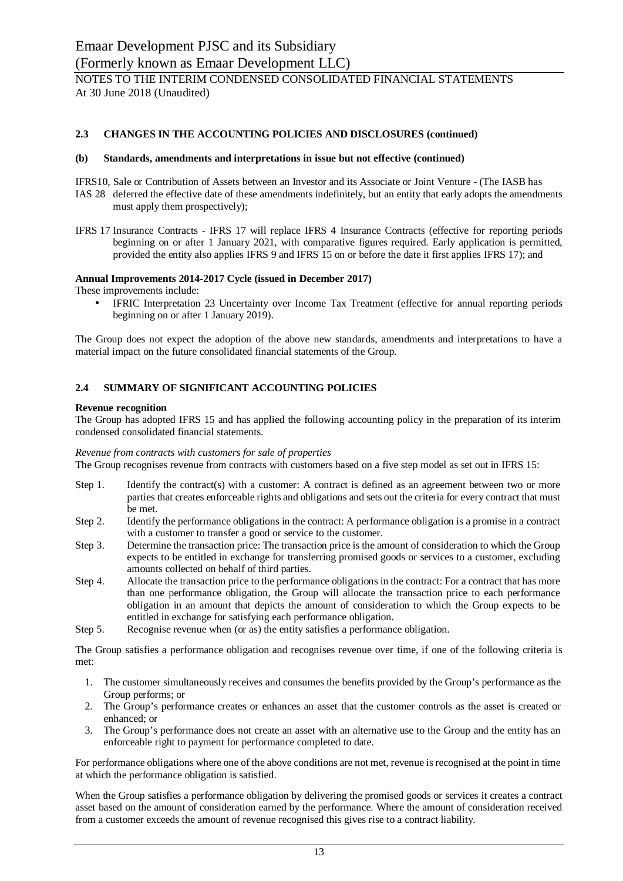## 2.3 CHANGES IN THE ACCOUNTING POLICIES AND DISCLOSURES (continued)

### (b) Standards, amendments and interpretations in issue but not effective (continued)

IFRS10, IAS 28 Sale or Contribution of Assets between an Investor and its Associate or Joint Venture - (The IASB has deferred the effective date of these amendments indefinitely, but an entity that early adopts the amendments must apply them prospectively);

IFRS 17 Insurance Contracts - IFRS 17 will replace IFRS 4 Insurance Contracts (effective for reporting periods beginning on or after 1 January 2021, with comparative figures required. Early application is permitted, provided the entity also applies IFRS 9 and IFRS 15 on or before the date it first applies IFRS 17); and

**Annual Improvements 2014-2017 Cycle (issued in December 2017)**

These improvements include:

- IFRIC Interpretation 23 Uncertainty over Income Tax Treatment (effective for annual reporting periods beginning on or after 1 January 2019).

The Group does not expect the adoption of the above new standards, amendments and interpretations to have a material impact on the future consolidated financial statements of the Group.

## 2.4 SUMMARY OF SIGNIFICANT ACCOUNTING POLICIES

**Revenue recognition**

The Group has adopted IFRS 15 and has applied the following accounting policy in the preparation of its interim condensed consolidated financial statements.

*Revenue from contracts with customers for sale of properties*

The Group recognises revenue from contracts with customers based on a five step model as set out in IFRS 15:

Step 1. Identify the contract(s) with a customer: A contract is defined as an agreement between two or more parties that creates enforceable rights and obligations and sets out the criteria for every contract that must be met.

Step 2. Identify the performance obligations in the contract: A performance obligation is a promise in a contract with a customer to transfer a good or service to the customer.

Step 3. Determine the transaction price: The transaction price is the amount of consideration to which the Group expects to be entitled in exchange for transferring promised goods or services to a customer, excluding amounts collected on behalf of third parties.

Step 4. Allocate the transaction price to the performance obligations in the contract: For a contract that has more than one performance obligation, the Group will allocate the transaction price to each performance obligation in an amount that depicts the amount of consideration to which the Group expects to be entitled in exchange for satisfying each performance obligation.

Step 5. Recognise revenue when (or as) the entity satisfies a performance obligation.

The Group satisfies a performance obligation and recognises revenue over time, if one of the following criteria is met:

1. The customer simultaneously receives and consumes the benefits provided by the Group's performance as the Group performs; or
2. The Group's performance creates or enhances an asset that the customer controls as the asset is created or enhanced; or
3. The Group's performance does not create an asset with an alternative use to the Group and the entity has an enforceable right to payment for performance completed to date.

For performance obligations where one of the above conditions are not met, revenue is recognised at the point in time at which the performance obligation is satisfied.

When the Group satisfies a performance obligation by delivering the promised goods or services it creates a contract asset based on the amount of consideration earned by the performance. Where the amount of consideration received from a customer exceeds the amount of revenue recognised this gives rise to a contract liability.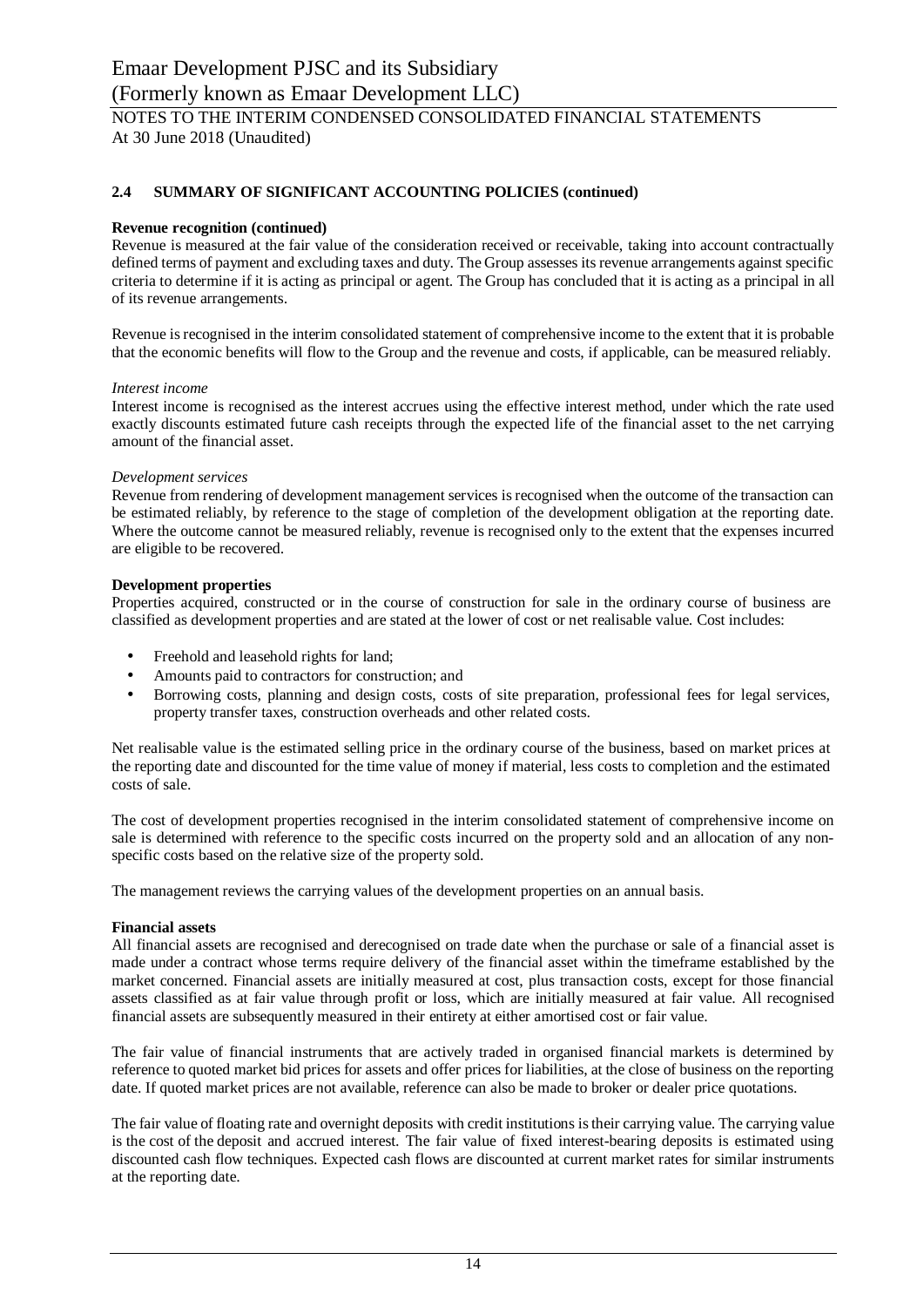## 2.4 SUMMARY OF SIGNIFICANT ACCOUNTING POLICIES (continued)

**Revenue recognition (continued)**

Revenue is measured at the fair value of the consideration received or receivable, taking into account contractually defined terms of payment and excluding taxes and duty. The Group assesses its revenue arrangements against specific criteria to determine if it is acting as principal or agent. The Group has concluded that it is acting as a principal in all of its revenue arrangements.

Revenue is recognised in the interim consolidated statement of comprehensive income to the extent that it is probable that the economic benefits will flow to the Group and the revenue and costs, if applicable, can be measured reliably.

*Interest income*

Interest income is recognised as the interest accrues using the effective interest method, under which the rate used exactly discounts estimated future cash receipts through the expected life of the financial asset to the net carrying amount of the financial asset.

*Development services*

Revenue from rendering of development management services is recognised when the outcome of the transaction can be estimated reliably, by reference to the stage of completion of the development obligation at the reporting date. Where the outcome cannot be measured reliably, revenue is recognised only to the extent that the expenses incurred are eligible to be recovered.

**Development properties**

Properties acquired, constructed or in the course of construction for sale in the ordinary course of business are classified as development properties and are stated at the lower of cost or net realisable value. Cost includes:

- Freehold and leasehold rights for land;
- Amounts paid to contractors for construction; and
- Borrowing costs, planning and design costs, costs of site preparation, professional fees for legal services, property transfer taxes, construction overheads and other related costs.

Net realisable value is the estimated selling price in the ordinary course of the business, based on market prices at the reporting date and discounted for the time value of money if material, less costs to completion and the estimated costs of sale.

The cost of development properties recognised in the interim consolidated statement of comprehensive income on sale is determined with reference to the specific costs incurred on the property sold and an allocation of any non-specific costs based on the relative size of the property sold.

The management reviews the carrying values of the development properties on an annual basis.

**Financial assets**

All financial assets are recognised and derecognised on trade date when the purchase or sale of a financial asset is made under a contract whose terms require delivery of the financial asset within the timeframe established by the market concerned. Financial assets are initially measured at cost, plus transaction costs, except for those financial assets classified as at fair value through profit or loss, which are initially measured at fair value. All recognised financial assets are subsequently measured in their entirety at either amortised cost or fair value.

The fair value of financial instruments that are actively traded in organised financial markets is determined by reference to quoted market bid prices for assets and offer prices for liabilities, at the close of business on the reporting date. If quoted market prices are not available, reference can also be made to broker or dealer price quotations.

The fair value of floating rate and overnight deposits with credit institutions is their carrying value. The carrying value is the cost of the deposit and accrued interest. The fair value of fixed interest-bearing deposits is estimated using discounted cash flow techniques. Expected cash flows are discounted at current market rates for similar instruments at the reporting date.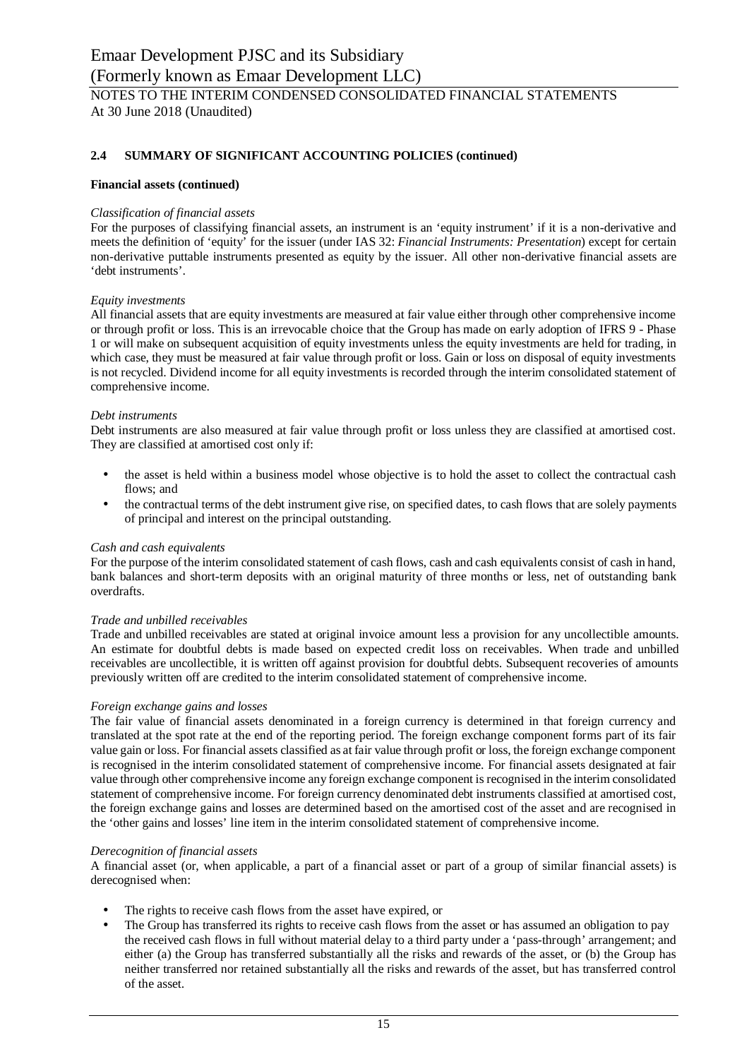## 2.4 SUMMARY OF SIGNIFICANT ACCOUNTING POLICIES (continued)

**Financial assets (continued)**

*Classification of financial assets*

For the purposes of classifying financial assets, an instrument is an 'equity instrument' if it is a non-derivative and meets the definition of 'equity' for the issuer (under IAS 32: *Financial Instruments: Presentation*) except for certain non-derivative puttable instruments presented as equity by the issuer. All other non-derivative financial assets are 'debt instruments'.

*Equity investments*

All financial assets that are equity investments are measured at fair value either through other comprehensive income or through profit or loss. This is an irrevocable choice that the Group has made on early adoption of IFRS 9 - Phase 1 or will make on subsequent acquisition of equity investments unless the equity investments are held for trading, in which case, they must be measured at fair value through profit or loss. Gain or loss on disposal of equity investments is not recycled. Dividend income for all equity investments is recorded through the interim consolidated statement of comprehensive income.

*Debt instruments*

Debt instruments are also measured at fair value through profit or loss unless they are classified at amortised cost. They are classified at amortised cost only if:

- the asset is held within a business model whose objective is to hold the asset to collect the contractual cash flows; and
- the contractual terms of the debt instrument give rise, on specified dates, to cash flows that are solely payments of principal and interest on the principal outstanding.

*Cash and cash equivalents*

For the purpose of the interim consolidated statement of cash flows, cash and cash equivalents consist of cash in hand, bank balances and short-term deposits with an original maturity of three months or less, net of outstanding bank overdrafts.

*Trade and unbilled receivables*

Trade and unbilled receivables are stated at original invoice amount less a provision for any uncollectible amounts. An estimate for doubtful debts is made based on expected credit loss on receivables. When trade and unbilled receivables are uncollectible, it is written off against provision for doubtful debts. Subsequent recoveries of amounts previously written off are credited to the interim consolidated statement of comprehensive income.

*Foreign exchange gains and losses*

The fair value of financial assets denominated in a foreign currency is determined in that foreign currency and translated at the spot rate at the end of the reporting period. The foreign exchange component forms part of its fair value gain or loss. For financial assets classified as at fair value through profit or loss, the foreign exchange component is recognised in the interim consolidated statement of comprehensive income. For financial assets designated at fair value through other comprehensive income any foreign exchange component is recognised in the interim consolidated statement of comprehensive income. For foreign currency denominated debt instruments classified at amortised cost, the foreign exchange gains and losses are determined based on the amortised cost of the asset and are recognised in the 'other gains and losses' line item in the interim consolidated statement of comprehensive income.

*Derecognition of financial assets*

A financial asset (or, when applicable, a part of a financial asset or part of a group of similar financial assets) is derecognised when:

- The rights to receive cash flows from the asset have expired, or
- The Group has transferred its rights to receive cash flows from the asset or has assumed an obligation to pay the received cash flows in full without material delay to a third party under a 'pass-through' arrangement; and either (a) the Group has transferred substantially all the risks and rewards of the asset, or (b) the Group has neither transferred nor retained substantially all the risks and rewards of the asset, but has transferred control of the asset.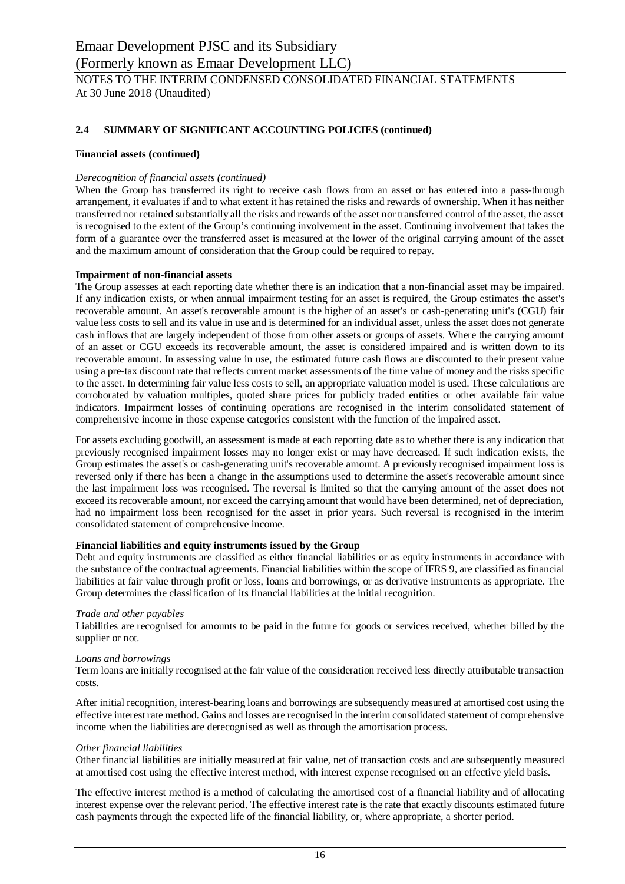## 2.4 SUMMARY OF SIGNIFICANT ACCOUNTING POLICIES (continued)

### Financial assets (continued)

*Derecognition of financial assets (continued)*

When the Group has transferred its right to receive cash flows from an asset or has entered into a pass-through arrangement, it evaluates if and to what extent it has retained the risks and rewards of ownership. When it has neither transferred nor retained substantially all the risks and rewards of the asset nor transferred control of the asset, the asset is recognised to the extent of the Group's continuing involvement in the asset. Continuing involvement that takes the form of a guarantee over the transferred asset is measured at the lower of the original carrying amount of the asset and the maximum amount of consideration that the Group could be required to repay.

### Impairment of non-financial assets

The Group assesses at each reporting date whether there is an indication that a non-financial asset may be impaired. If any indication exists, or when annual impairment testing for an asset is required, the Group estimates the asset's recoverable amount. An asset's recoverable amount is the higher of an asset's or cash-generating unit's (CGU) fair value less costs to sell and its value in use and is determined for an individual asset, unless the asset does not generate cash inflows that are largely independent of those from other assets or groups of assets. Where the carrying amount of an asset or CGU exceeds its recoverable amount, the asset is considered impaired and is written down to its recoverable amount. In assessing value in use, the estimated future cash flows are discounted to their present value using a pre-tax discount rate that reflects current market assessments of the time value of money and the risks specific to the asset. In determining fair value less costs to sell, an appropriate valuation model is used. These calculations are corroborated by valuation multiples, quoted share prices for publicly traded entities or other available fair value indicators. Impairment losses of continuing operations are recognised in the interim consolidated statement of comprehensive income in those expense categories consistent with the function of the impaired asset.

For assets excluding goodwill, an assessment is made at each reporting date as to whether there is any indication that previously recognised impairment losses may no longer exist or may have decreased. If such indication exists, the Group estimates the asset's or cash-generating unit's recoverable amount. A previously recognised impairment loss is reversed only if there has been a change in the assumptions used to determine the asset's recoverable amount since the last impairment loss was recognised. The reversal is limited so that the carrying amount of the asset does not exceed its recoverable amount, nor exceed the carrying amount that would have been determined, net of depreciation, had no impairment loss been recognised for the asset in prior years. Such reversal is recognised in the interim consolidated statement of comprehensive income.

### Financial liabilities and equity instruments issued by the Group

Debt and equity instruments are classified as either financial liabilities or as equity instruments in accordance with the substance of the contractual agreements. Financial liabilities within the scope of IFRS 9, are classified as financial liabilities at fair value through profit or loss, loans and borrowings, or as derivative instruments as appropriate. The Group determines the classification of its financial liabilities at the initial recognition.

*Trade and other payables*

Liabilities are recognised for amounts to be paid in the future for goods or services received, whether billed by the supplier or not.

*Loans and borrowings*

Term loans are initially recognised at the fair value of the consideration received less directly attributable transaction costs.

After initial recognition, interest-bearing loans and borrowings are subsequently measured at amortised cost using the effective interest rate method. Gains and losses are recognised in the interim consolidated statement of comprehensive income when the liabilities are derecognised as well as through the amortisation process.

*Other financial liabilities*

Other financial liabilities are initially measured at fair value, net of transaction costs and are subsequently measured at amortised cost using the effective interest method, with interest expense recognised on an effective yield basis.

The effective interest method is a method of calculating the amortised cost of a financial liability and of allocating interest expense over the relevant period. The effective interest rate is the rate that exactly discounts estimated future cash payments through the expected life of the financial liability, or, where appropriate, a shorter period.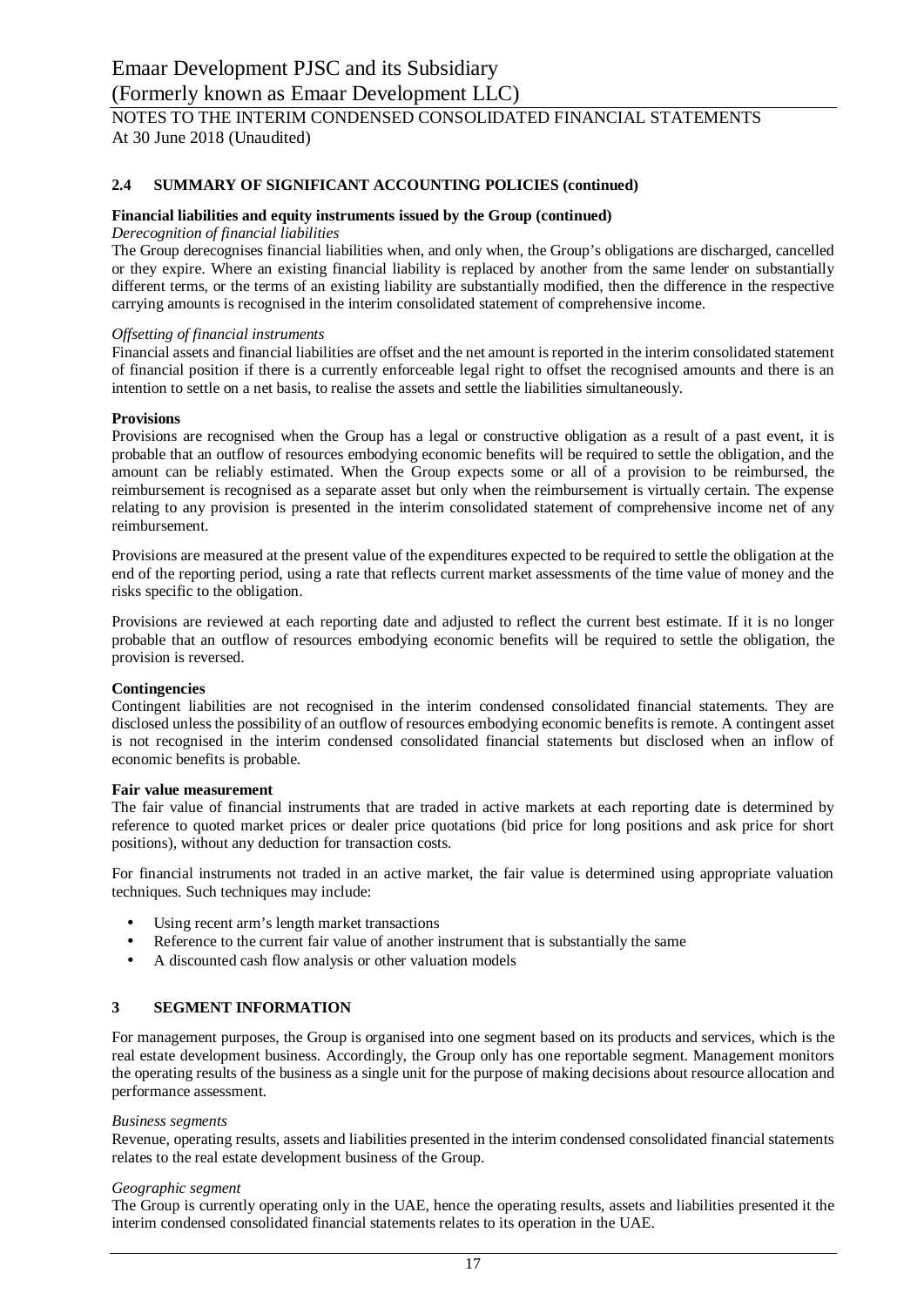## 2.4 SUMMARY OF SIGNIFICANT ACCOUNTING POLICIES (continued)

**Financial liabilities and equity instruments issued by the Group (continued)**

*Derecognition of financial liabilities*

The Group derecognises financial liabilities when, and only when, the Group's obligations are discharged, cancelled or they expire. Where an existing financial liability is replaced by another from the same lender on substantially different terms, or the terms of an existing liability are substantially modified, then the difference in the respective carrying amounts is recognised in the interim consolidated statement of comprehensive income.

*Offsetting of financial instruments*

Financial assets and financial liabilities are offset and the net amount is reported in the interim consolidated statement of financial position if there is a currently enforceable legal right to offset the recognised amounts and there is an intention to settle on a net basis, to realise the assets and settle the liabilities simultaneously.

**Provisions**

Provisions are recognised when the Group has a legal or constructive obligation as a result of a past event, it is probable that an outflow of resources embodying economic benefits will be required to settle the obligation, and the amount can be reliably estimated. When the Group expects some or all of a provision to be reimbursed, the reimbursement is recognised as a separate asset but only when the reimbursement is virtually certain. The expense relating to any provision is presented in the interim consolidated statement of comprehensive income net of any reimbursement.

Provisions are measured at the present value of the expenditures expected to be required to settle the obligation at the end of the reporting period, using a rate that reflects current market assessments of the time value of money and the risks specific to the obligation.

Provisions are reviewed at each reporting date and adjusted to reflect the current best estimate. If it is no longer probable that an outflow of resources embodying economic benefits will be required to settle the obligation, the provision is reversed.

**Contingencies**

Contingent liabilities are not recognised in the interim condensed consolidated financial statements. They are disclosed unless the possibility of an outflow of resources embodying economic benefits is remote. A contingent asset is not recognised in the interim condensed consolidated financial statements but disclosed when an inflow of economic benefits is probable.

**Fair value measurement**

The fair value of financial instruments that are traded in active markets at each reporting date is determined by reference to quoted market prices or dealer price quotations (bid price for long positions and ask price for short positions), without any deduction for transaction costs.

For financial instruments not traded in an active market, the fair value is determined using appropriate valuation techniques. Such techniques may include:

- Using recent arm's length market transactions
- Reference to the current fair value of another instrument that is substantially the same
- A discounted cash flow analysis or other valuation models

## 3 SEGMENT INFORMATION

For management purposes, the Group is organised into one segment based on its products and services, which is the real estate development business. Accordingly, the Group only has one reportable segment. Management monitors the operating results of the business as a single unit for the purpose of making decisions about resource allocation and performance assessment.

*Business segments*

Revenue, operating results, assets and liabilities presented in the interim condensed consolidated financial statements relates to the real estate development business of the Group.

*Geographic segment*

The Group is currently operating only in the UAE, hence the operating results, assets and liabilities presented it the interim condensed consolidated financial statements relates to its operation in the UAE.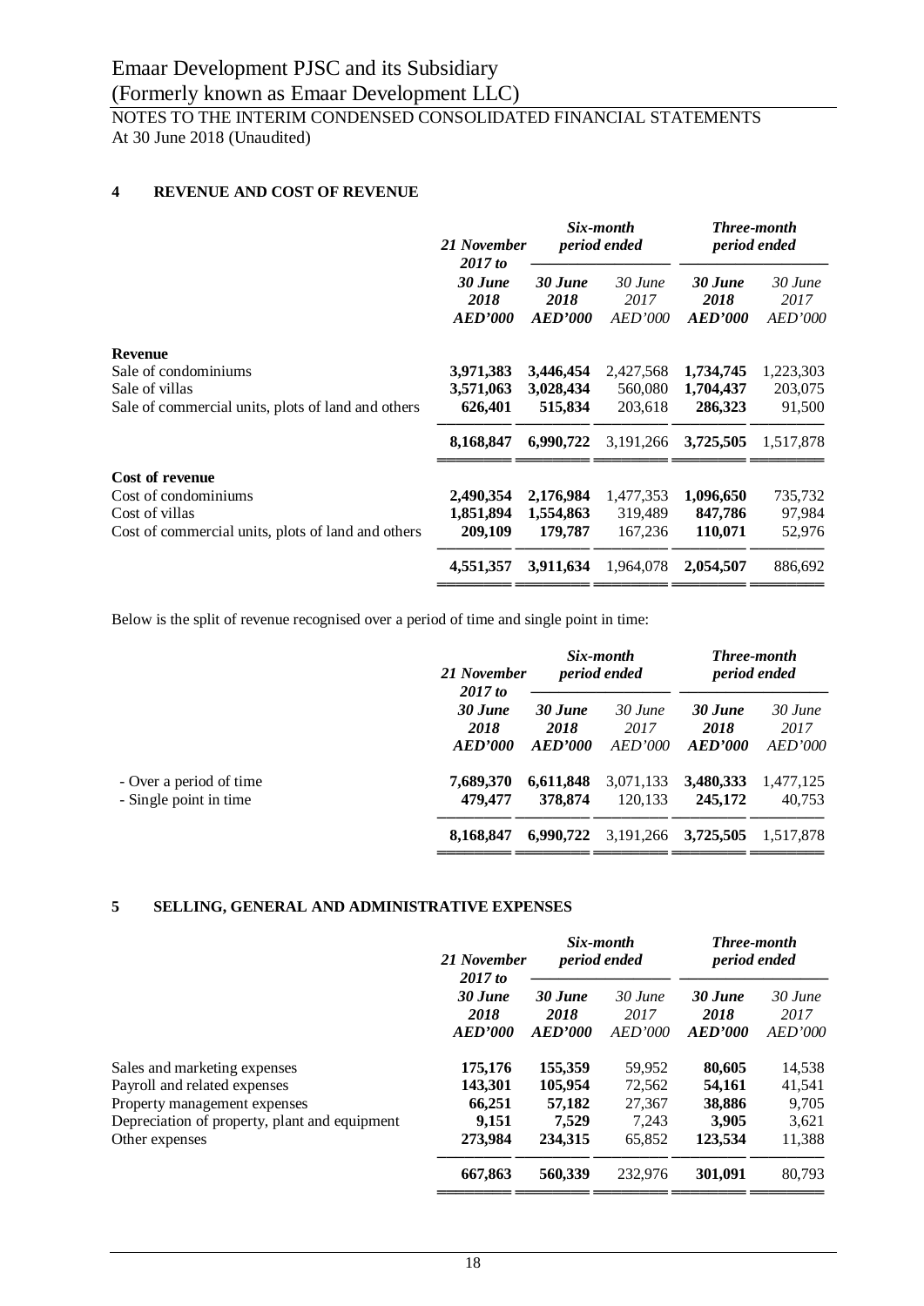Emaar Development PJSC and its Subsidiary
(Formerly known as Emaar Development LLC)

NOTES TO THE INTERIM CONDENSED CONSOLIDATED FINANCIAL STATEMENTS
At 30 June 2018 (Unaudited)

## 4 REVENUE AND COST OF REVENUE

| | 21 November 2017 to | Six-month period ended | | Three-month period ended | |
|---|---|---|---|---|---|
| | ***30 June 2018*** | ***30 June 2018*** | *30 June 2017* | ***30 June 2018*** | *30 June 2017* |
| | ***AED'000*** | ***AED'000*** | *AED'000* | ***AED'000*** | *AED'000* |
| **Revenue** | | | | | |
| Sale of condominiums | **3,971,383** | **3,446,454** | 2,427,568 | **1,734,745** | 1,223,303 |
| Sale of villas | **3,571,063** | **3,028,434** | 560,080 | **1,704,437** | 203,075 |
| Sale of commercial units, plots of land and others | **626,401** | **515,834** | 203,618 | **286,323** | 91,500 |
| | **8,168,847** | **6,990,722** | 3,191,266 | **3,725,505** | 1,517,878 |
| **Cost of revenue** | | | | | |
| Cost of condominiums | **2,490,354** | **2,176,984** | 1,477,353 | **1,096,650** | 735,732 |
| Cost of villas | **1,851,894** | **1,554,863** | 319,489 | **847,786** | 97,984 |
| Cost of commercial units, plots of land and others | **209,109** | **179,787** | 167,236 | **110,071** | 52,976 |
| | **4,551,357** | **3,911,634** | 1,964,078 | **2,054,507** | 886,692 |

Below is the split of revenue recognised over a period of time and single point in time:

| | 21 November 2017 to | Six-month period ended | | Three-month period ended | |
|---|---|---|---|---|---|
| | ***30 June 2018*** | ***30 June 2018*** | *30 June 2017* | ***30 June 2018*** | *30 June 2017* |
| | ***AED'000*** | ***AED'000*** | *AED'000* | ***AED'000*** | *AED'000* |
| - Over a period of time | **7,689,370** | **6,611,848** | 3,071,133 | **3,480,333** | 1,477,125 |
| - Single point in time | **479,477** | **378,874** | 120,133 | **245,172** | 40,753 |
| | **8,168,847** | **6,990,722** | 3,191,266 | **3,725,505** | 1,517,878 |

## 5 SELLING, GENERAL AND ADMINISTRATIVE EXPENSES

| | 21 November 2017 to | Six-month period ended | | Three-month period ended | |
|---|---|---|---|---|---|
| | ***30 June 2018*** | ***30 June 2018*** | *30 June 2017* | ***30 June 2018*** | *30 June 2017* |
| | ***AED'000*** | ***AED'000*** | *AED'000* | ***AED'000*** | *AED'000* |
| Sales and marketing expenses | **175,176** | **155,359** | 59,952 | **80,605** | 14,538 |
| Payroll and related expenses | **143,301** | **105,954** | 72,562 | **54,161** | 41,541 |
| Property management expenses | **66,251** | **57,182** | 27,367 | **38,886** | 9,705 |
| Depreciation of property, plant and equipment | **9,151** | **7,529** | 7,243 | **3,905** | 3,621 |
| Other expenses | **273,984** | **234,315** | 65,852 | **123,534** | 11,388 |
| | **667,863** | **560,339** | 232,976 | **301,091** | 80,793 |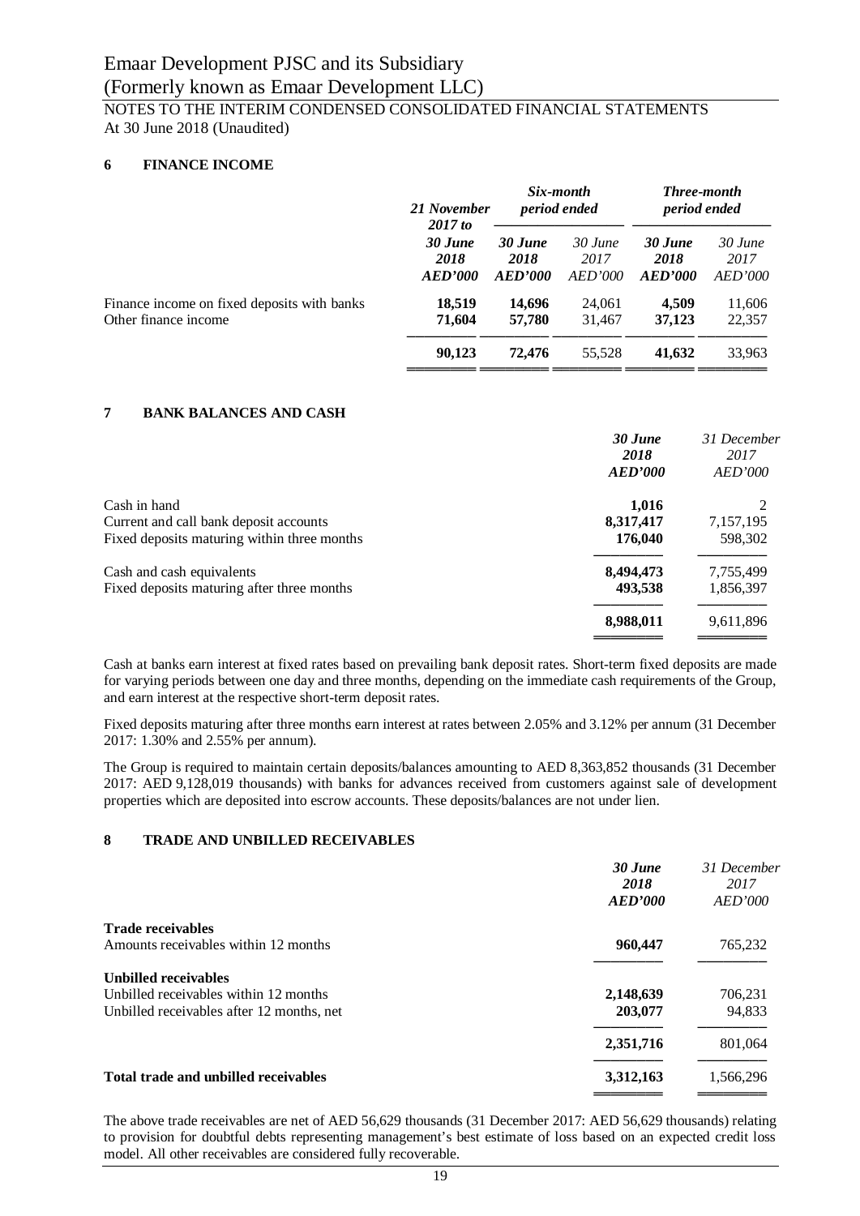## 6 FINANCE INCOME

| | *21 November 2017 to* | *Six-month period ended* | | *Three-month period ended* | |
|---|---|---|---|---|---|
| | ***30 June 2018*** | ***30 June 2018*** | *30 June 2017* | ***30 June 2018*** | *30 June 2017* |
| | ***AED'000*** | ***AED'000*** | *AED'000* | ***AED'000*** | *AED'000* |
| Finance income on fixed deposits with banks | **18,519** | **14,696** | 24,061 | **4,509** | 11,606 |
| Other finance income | **71,604** | **57,780** | 31,467 | **37,123** | 22,357 |
| | **90,123** | **72,476** | 55,528 | **41,632** | 33,963 |

## 7 BANK BALANCES AND CASH

| | ***30 June 2018 AED'000*** | *31 December 2017 AED'000* |
|---|---|---|
| Cash in hand | **1,016** | 2 |
| Current and call bank deposit accounts | **8,317,417** | 7,157,195 |
| Fixed deposits maturing within three months | **176,040** | 598,302 |
| Cash and cash equivalents | **8,494,473** | 7,755,499 |
| Fixed deposits maturing after three months | **493,538** | 1,856,397 |
| | **8,988,011** | 9,611,896 |

Cash at banks earn interest at fixed rates based on prevailing bank deposit rates. Short-term fixed deposits are made for varying periods between one day and three months, depending on the immediate cash requirements of the Group, and earn interest at the respective short-term deposit rates.

Fixed deposits maturing after three months earn interest at rates between 2.05% and 3.12% per annum (31 December 2017: 1.30% and 2.55% per annum).

The Group is required to maintain certain deposits/balances amounting to AED 8,363,852 thousands (31 December 2017: AED 9,128,019 thousands) with banks for advances received from customers against sale of development properties which are deposited into escrow accounts. These deposits/balances are not under lien.

## 8 TRADE AND UNBILLED RECEIVABLES

| | ***30 June 2018 AED'000*** | *31 December 2017 AED'000* |
|---|---|---|
| **Trade receivables** | | |
| Amounts receivables within 12 months | **960,447** | 765,232 |
| **Unbilled receivables** | | |
| Unbilled receivables within 12 months | **2,148,639** | 706,231 |
| Unbilled receivables after 12 months, net | **203,077** | 94,833 |
| | **2,351,716** | 801,064 |
| **Total trade and unbilled receivables** | **3,312,163** | 1,566,296 |

The above trade receivables are net of AED 56,629 thousands (31 December 2017: AED 56,629 thousands) relating to provision for doubtful debts representing management's best estimate of loss based on an expected credit loss model. All other receivables are considered fully recoverable.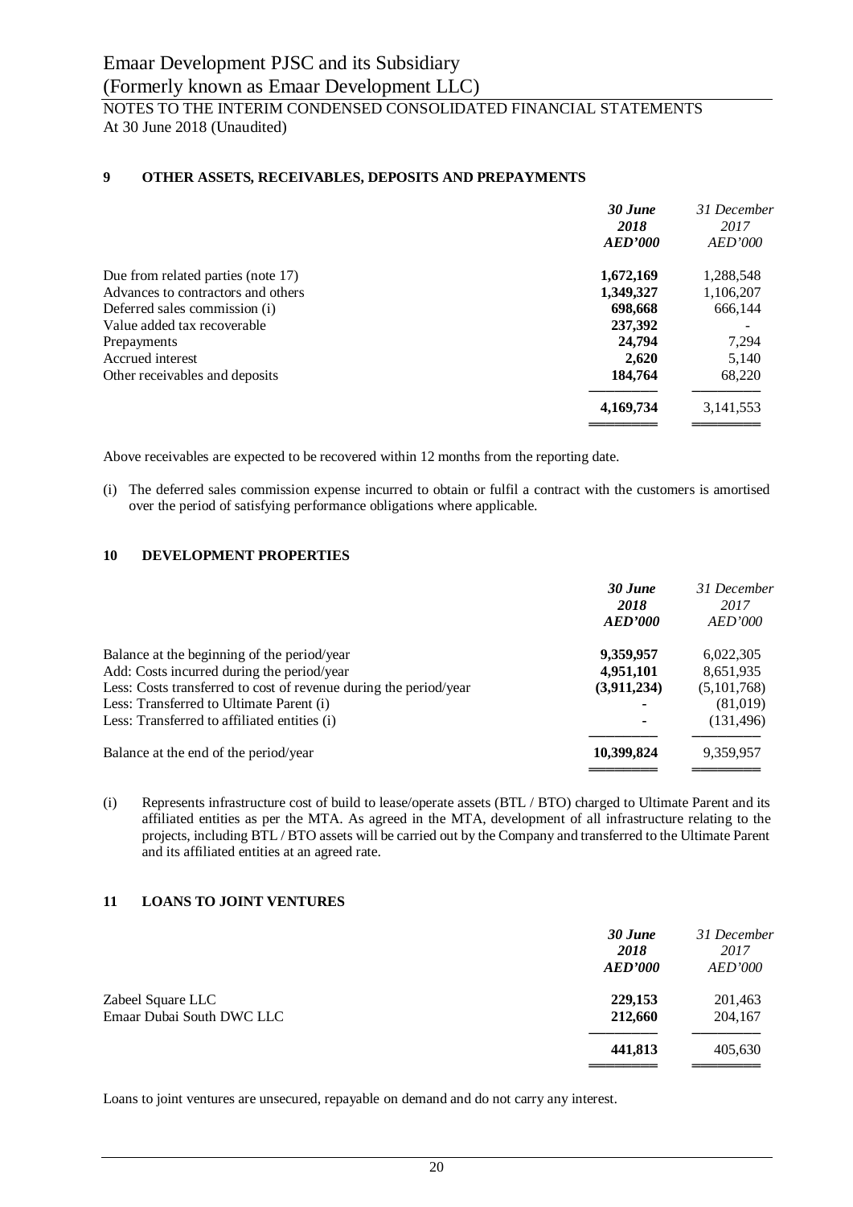## 9 OTHER ASSETS, RECEIVABLES, DEPOSITS AND PREPAYMENTS

| | ***30 June 2018 AED'000*** | *31 December 2017 AED'000* |
|---|---|---|
| Due from related parties (note 17) | **1,672,169** | 1,288,548 |
| Advances to contractors and others | **1,349,327** | 1,106,207 |
| Deferred sales commission (i) | **698,668** | 666,144 |
| Value added tax recoverable | **237,392** | - |
| Prepayments | **24,794** | 7,294 |
| Accrued interest | **2,620** | 5,140 |
| Other receivables and deposits | **184,764** | 68,220 |
| | **4,169,734** | 3,141,553 |

Above receivables are expected to be recovered within 12 months from the reporting date.

(i) The deferred sales commission expense incurred to obtain or fulfil a contract with the customers is amortised over the period of satisfying performance obligations where applicable.

## 10 DEVELOPMENT PROPERTIES

| | ***30 June 2018 AED'000*** | *31 December 2017 AED'000* |
|---|---|---|
| Balance at the beginning of the period/year | **9,359,957** | 6,022,305 |
| Add: Costs incurred during the period/year | **4,951,101** | 8,651,935 |
| Less: Costs transferred to cost of revenue during the period/year | **(3,911,234)** | (5,101,768) |
| Less: Transferred to Ultimate Parent (i) | **-** | (81,019) |
| Less: Transferred to affiliated entities (i) | **-** | (131,496) |
| Balance at the end of the period/year | **10,399,824** | 9,359,957 |

(i) Represents infrastructure cost of build to lease/operate assets (BTL / BTO) charged to Ultimate Parent and its affiliated entities as per the MTA. As agreed in the MTA, development of all infrastructure relating to the projects, including BTL / BTO assets will be carried out by the Company and transferred to the Ultimate Parent and its affiliated entities at an agreed rate.

## 11 LOANS TO JOINT VENTURES

| | ***30 June 2018 AED'000*** | *31 December 2017 AED'000* |
|---|---|---|
| Zabeel Square LLC | **229,153** | 201,463 |
| Emaar Dubai South DWC LLC | **212,660** | 204,167 |
| | **441,813** | 405,630 |

Loans to joint ventures are unsecured, repayable on demand and do not carry any interest.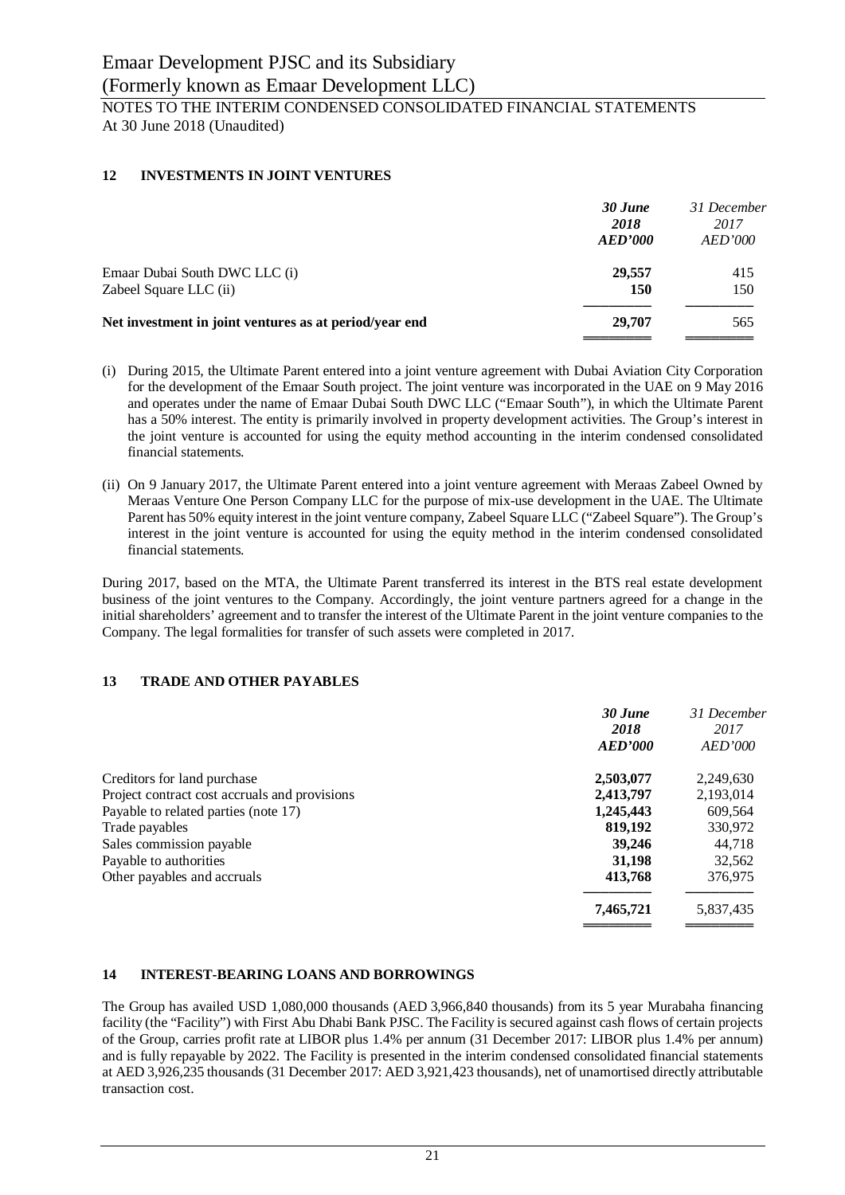## 12 INVESTMENTS IN JOINT VENTURES

| | ***30 June 2018 AED'000*** | *31 December 2017 AED'000* |
|---|---|---|
| Emaar Dubai South DWC LLC (i) | **29,557** | 415 |
| Zabeel Square LLC (ii) | **150** | 150 |
| **Net investment in joint ventures as at period/year end** | **29,707** | 565 |

(i) During 2015, the Ultimate Parent entered into a joint venture agreement with Dubai Aviation City Corporation for the development of the Emaar South project. The joint venture was incorporated in the UAE on 9 May 2016 and operates under the name of Emaar Dubai South DWC LLC ("Emaar South"), in which the Ultimate Parent has a 50% interest. The entity is primarily involved in property development activities. The Group's interest in the joint venture is accounted for using the equity method accounting in the interim condensed consolidated financial statements.

(ii) On 9 January 2017, the Ultimate Parent entered into a joint venture agreement with Meraas Zabeel Owned by Meraas Venture One Person Company LLC for the purpose of mix-use development in the UAE. The Ultimate Parent has 50% equity interest in the joint venture company, Zabeel Square LLC ("Zabeel Square"). The Group's interest in the joint venture is accounted for using the equity method in the interim condensed consolidated financial statements.

During 2017, based on the MTA, the Ultimate Parent transferred its interest in the BTS real estate development business of the joint ventures to the Company. Accordingly, the joint venture partners agreed for a change in the initial shareholders' agreement and to transfer the interest of the Ultimate Parent in the joint venture companies to the Company. The legal formalities for transfer of such assets were completed in 2017.

## 13 TRADE AND OTHER PAYABLES

| | ***30 June 2018 AED'000*** | *31 December 2017 AED'000* |
|---|---|---|
| Creditors for land purchase | **2,503,077** | 2,249,630 |
| Project contract cost accruals and provisions | **2,413,797** | 2,193,014 |
| Payable to related parties (note 17) | **1,245,443** | 609,564 |
| Trade payables | **819,192** | 330,972 |
| Sales commission payable | **39,246** | 44,718 |
| Payable to authorities | **31,198** | 32,562 |
| Other payables and accruals | **413,768** | 376,975 |
| | **7,465,721** | 5,837,435 |

## 14 INTEREST-BEARING LOANS AND BORROWINGS

The Group has availed USD 1,080,000 thousands (AED 3,966,840 thousands) from its 5 year Murabaha financing facility (the "Facility") with First Abu Dhabi Bank PJSC. The Facility is secured against cash flows of certain projects of the Group, carries profit rate at LIBOR plus 1.4% per annum (31 December 2017: LIBOR plus 1.4% per annum) and is fully repayable by 2022. The Facility is presented in the interim condensed consolidated financial statements at AED 3,926,235 thousands (31 December 2017: AED 3,921,423 thousands), net of unamortised directly attributable transaction cost.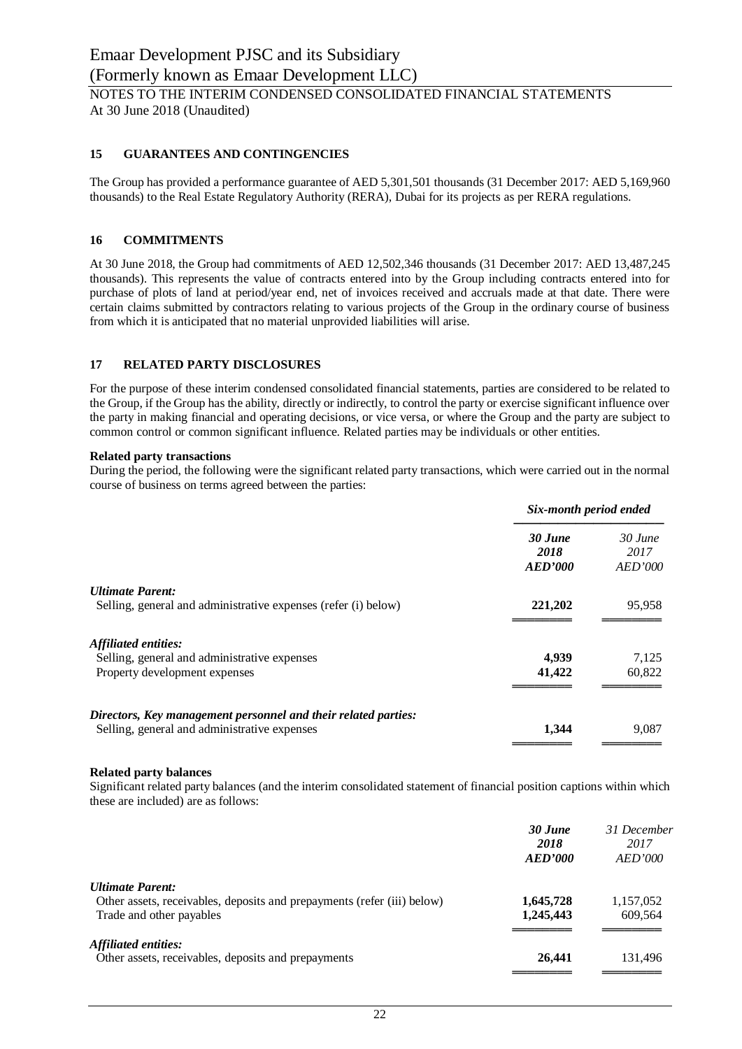# Emaar Development PJSC and its Subsidiary
(Formerly known as Emaar Development LLC)

NOTES TO THE INTERIM CONDENSED CONSOLIDATED FINANCIAL STATEMENTS
At 30 June 2018 (Unaudited)

## 15 GUARANTEES AND CONTINGENCIES

The Group has provided a performance guarantee of AED 5,301,501 thousands (31 December 2017: AED 5,169,960 thousands) to the Real Estate Regulatory Authority (RERA), Dubai for its projects as per RERA regulations.

## 16 COMMITMENTS

At 30 June 2018, the Group had commitments of AED 12,502,346 thousands (31 December 2017: AED 13,487,245 thousands). This represents the value of contracts entered into by the Group including contracts entered into for purchase of plots of land at period/year end, net of invoices received and accruals made at that date. There were certain claims submitted by contractors relating to various projects of the Group in the ordinary course of business from which it is anticipated that no material unprovided liabilities will arise.

## 17 RELATED PARTY DISCLOSURES

For the purpose of these interim condensed consolidated financial statements, parties are considered to be related to the Group, if the Group has the ability, directly or indirectly, to control the party or exercise significant influence over the party in making financial and operating decisions, or vice versa, or where the Group and the party are subject to common control or common significant influence. Related parties may be individuals or other entities.

**Related party transactions**

During the period, the following were the significant related party transactions, which were carried out in the normal course of business on terms agreed between the parties:

| | *Six-month period ended* | |
|---|---|---|
| | ***30 June 2018 AED'000*** | *30 June 2017 AED'000* |
| ***Ultimate Parent:*** | | |
| Selling, general and administrative expenses (refer (i) below) | **221,202** | 95,958 |
| ***Affiliated entities:*** | | |
| Selling, general and administrative expenses | **4,939** | 7,125 |
| Property development expenses | **41,422** | 60,822 |
| ***Directors, Key management personnel and their related parties:*** | | |
| Selling, general and administrative expenses | **1,344** | 9,087 |

**Related party balances**

Significant related party balances (and the interim consolidated statement of financial position captions within which these are included) are as follows:

| | ***30 June 2018 AED'000*** | *31 December 2017 AED'000* |
|---|---|---|
| ***Ultimate Parent:*** | | |
| Other assets, receivables, deposits and prepayments (refer (iii) below) | **1,645,728** | 1,157,052 |
| Trade and other payables | **1,245,443** | 609,564 |
| ***Affiliated entities:*** | | |
| Other assets, receivables, deposits and prepayments | **26,441** | 131,496 |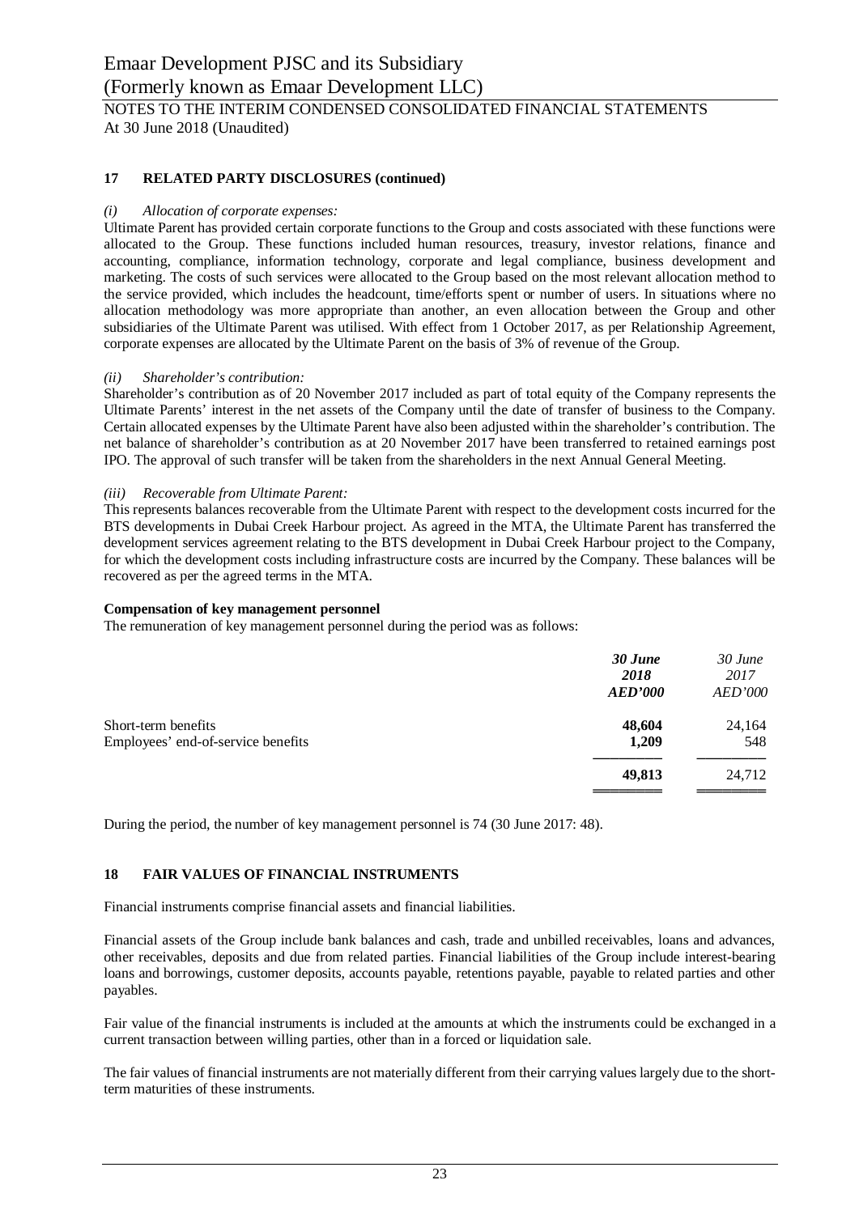## 17 RELATED PARTY DISCLOSURES (continued)

*(i) Allocation of corporate expenses:*

Ultimate Parent has provided certain corporate functions to the Group and costs associated with these functions were allocated to the Group. These functions included human resources, treasury, investor relations, finance and accounting, compliance, information technology, corporate and legal compliance, business development and marketing. The costs of such services were allocated to the Group based on the most relevant allocation method to the service provided, which includes the headcount, time/efforts spent or number of users. In situations where no allocation methodology was more appropriate than another, an even allocation between the Group and other subsidiaries of the Ultimate Parent was utilised. With effect from 1 October 2017, as per Relationship Agreement, corporate expenses are allocated by the Ultimate Parent on the basis of 3% of revenue of the Group.

*(ii) Shareholder's contribution:*

Shareholder's contribution as of 20 November 2017 included as part of total equity of the Company represents the Ultimate Parents' interest in the net assets of the Company until the date of transfer of business to the Company. Certain allocated expenses by the Ultimate Parent have also been adjusted within the shareholder's contribution. The net balance of shareholder's contribution as at 20 November 2017 have been transferred to retained earnings post IPO. The approval of such transfer will be taken from the shareholders in the next Annual General Meeting.

*(iii) Recoverable from Ultimate Parent:*

This represents balances recoverable from the Ultimate Parent with respect to the development costs incurred for the BTS developments in Dubai Creek Harbour project. As agreed in the MTA, the Ultimate Parent has transferred the development services agreement relating to the BTS development in Dubai Creek Harbour project to the Company, for which the development costs including infrastructure costs are incurred by the Company. These balances will be recovered as per the agreed terms in the MTA.

**Compensation of key management personnel**

The remuneration of key management personnel during the period was as follows:

| | ***30 June 2018 AED'000*** | *30 June 2017 AED'000* |
|---|---|---|
| Short-term benefits | **48,604** | 24,164 |
| Employees' end-of-service benefits | **1,209** | 548 |
| | **49,813** | 24,712 |

During the period, the number of key management personnel is 74 (30 June 2017: 48).

## 18 FAIR VALUES OF FINANCIAL INSTRUMENTS

Financial instruments comprise financial assets and financial liabilities.

Financial assets of the Group include bank balances and cash, trade and unbilled receivables, loans and advances, other receivables, deposits and due from related parties. Financial liabilities of the Group include interest-bearing loans and borrowings, customer deposits, accounts payable, retentions payable, payable to related parties and other payables.

Fair value of the financial instruments is included at the amounts at which the instruments could be exchanged in a current transaction between willing parties, other than in a forced or liquidation sale.

The fair values of financial instruments are not materially different from their carrying values largely due to the short-term maturities of these instruments.